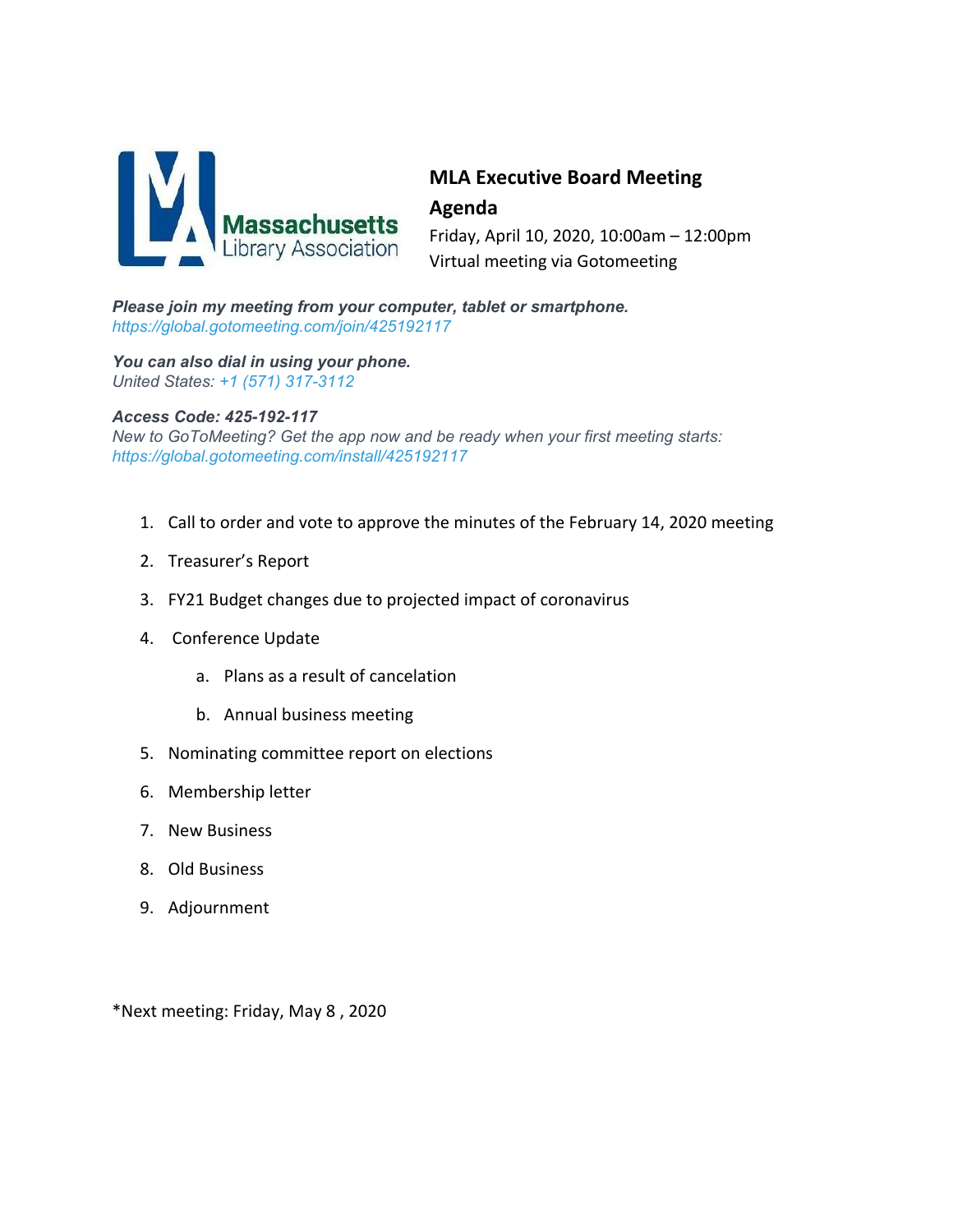Massachusetts Library Association

# MLA Executive Board Meeting Agenda

Friday, April 10, 2020, 10:00am – 12:00pm
Virtual meeting via Gotomeeting

***Please join my meeting from your computer, tablet or smartphone.***
*https://global.gotomeeting.com/join/425192117*

***You can also dial in using your phone.***
*United States: +1 (571) 317-3112*

***Access Code: 425-192-117***
*New to GoToMeeting? Get the app now and be ready when your first meeting starts:*
*https://global.gotomeeting.com/install/425192117*

1. Call to order and vote to approve the minutes of the February 14, 2020 meeting
2. Treasurer's Report
3. FY21 Budget changes due to projected impact of coronavirus
4. Conference Update
   a. Plans as a result of cancelation
   b. Annual business meeting
5. Nominating committee report on elections
6. Membership letter
7. New Business
8. Old Business
9. Adjournment

*Next meeting: Friday, May 8 , 2020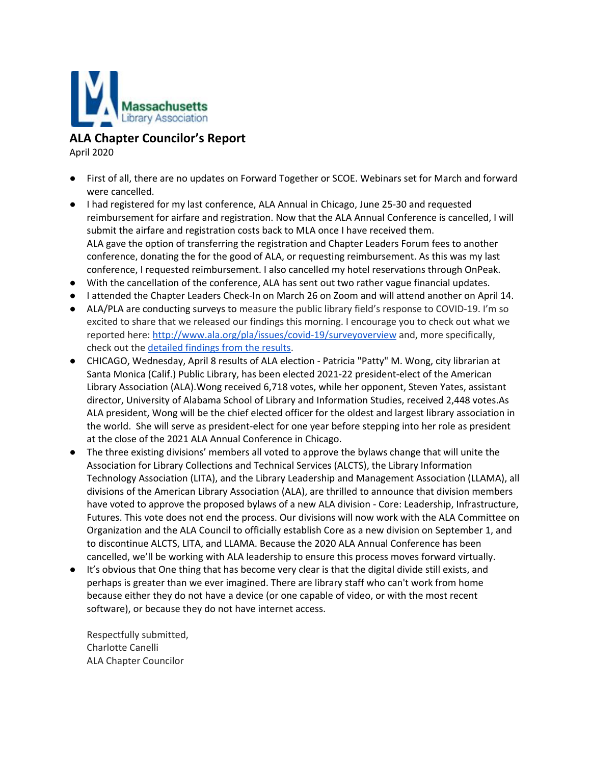Massachusetts Library Association

## ALA Chapter Councilor's Report

April 2020

- First of all, there are no updates on Forward Together or SCOE. Webinars set for March and forward were cancelled.
- I had registered for my last conference, ALA Annual in Chicago, June 25-30 and requested reimbursement for airfare and registration. Now that the ALA Annual Conference is cancelled, I will submit the airfare and registration costs back to MLA once I have received them.
  ALA gave the option of transferring the registration and Chapter Leaders Forum fees to another conference, donating the for the good of ALA, or requesting reimbursement. As this was my last conference, I requested reimbursement. I also cancelled my hotel reservations through OnPeak.
- With the cancellation of the conference, ALA has sent out two rather vague financial updates.
- I attended the Chapter Leaders Check-In on March 26 on Zoom and will attend another on April 14.
- ALA/PLA are conducting surveys to measure the public library field's response to COVID-19. I'm so excited to share that we released our findings this morning. I encourage you to check out what we reported here: [http://www.ala.org/pla/issues/covid-19/surveyoverview](http://www.ala.org/pla/issues/covid-19/surveyoverview) and, more specifically, check out the detailed findings from the results.
- CHICAGO, Wednesday, April 8 results of ALA election - Patricia "Patty" M. Wong, city librarian at Santa Monica (Calif.) Public Library, has been elected 2021-22 president-elect of the American Library Association (ALA).Wong received 6,718 votes, while her opponent, Steven Yates, assistant director, University of Alabama School of Library and Information Studies, received 2,448 votes.As ALA president, Wong will be the chief elected officer for the oldest and largest library association in the world. She will serve as president-elect for one year before stepping into her role as president at the close of the 2021 ALA Annual Conference in Chicago.
- The three existing divisions' members all voted to approve the bylaws change that will unite the Association for Library Collections and Technical Services (ALCTS), the Library Information Technology Association (LITA), and the Library Leadership and Management Association (LLAMA), all divisions of the American Library Association (ALA), are thrilled to announce that division members have voted to approve the proposed bylaws of a new ALA division - Core: Leadership, Infrastructure, Futures. This vote does not end the process. Our divisions will now work with the ALA Committee on Organization and the ALA Council to officially establish Core as a new division on September 1, and to discontinue ALCTS, LITA, and LLAMA. Because the 2020 ALA Annual Conference has been cancelled, we'll be working with ALA leadership to ensure this process moves forward virtually.
- It's obvious that One thing that has become very clear is that the digital divide still exists, and perhaps is greater than we ever imagined. There are library staff who can't work from home because either they do not have a device (or one capable of video, or with the most recent software), or because they do not have internet access.

Respectfully submitted,
Charlotte Canelli
ALA Chapter Councilor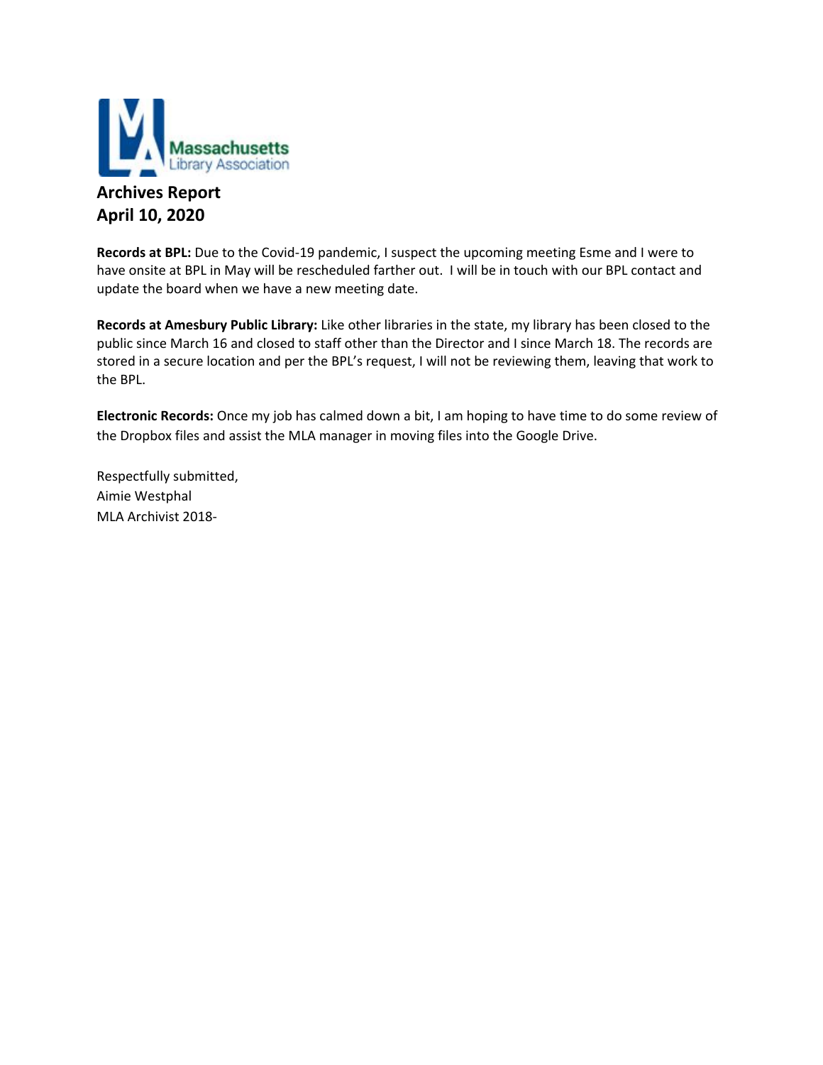Massachusetts Library Association

**Archives Report**
**April 10, 2020**

**Records at BPL:** Due to the Covid-19 pandemic, I suspect the upcoming meeting Esme and I were to have onsite at BPL in May will be rescheduled farther out. I will be in touch with our BPL contact and update the board when we have a new meeting date.

**Records at Amesbury Public Library:** Like other libraries in the state, my library has been closed to the public since March 16 and closed to staff other than the Director and I since March 18. The records are stored in a secure location and per the BPL's request, I will not be reviewing them, leaving that work to the BPL.

**Electronic Records:** Once my job has calmed down a bit, I am hoping to have time to do some review of the Dropbox files and assist the MLA manager in moving files into the Google Drive.

Respectfully submitted,
Aimie Westphal
MLA Archivist 2018-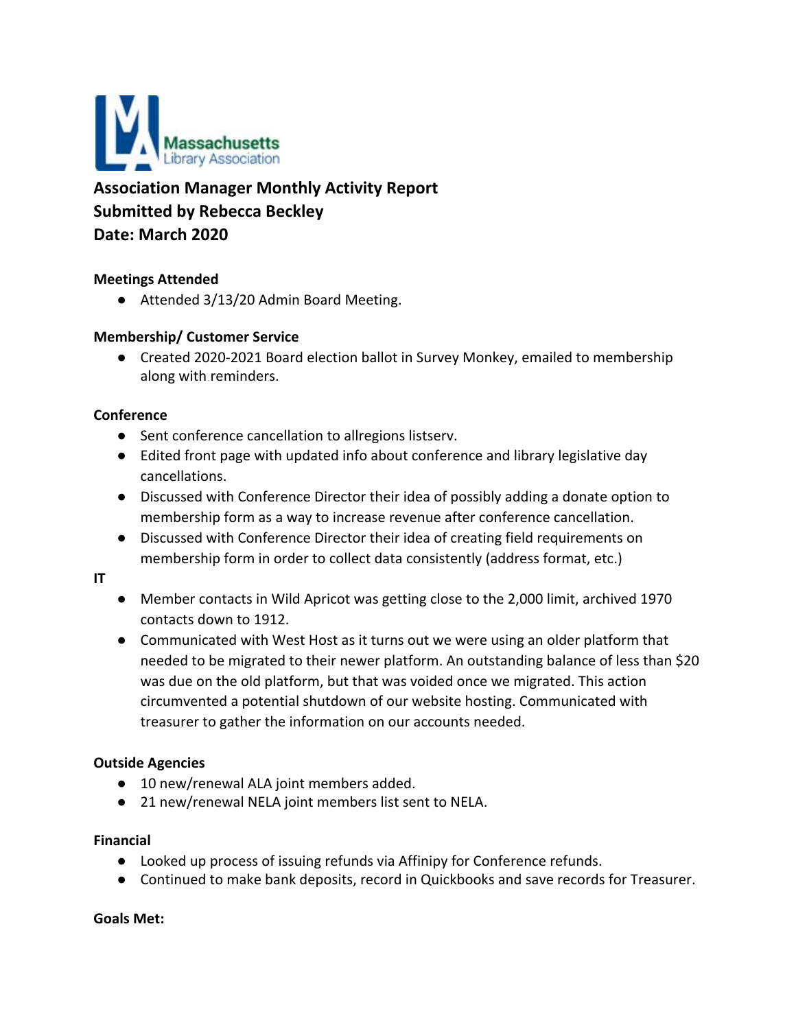Massachusetts Library Association

**Association Manager Monthly Activity Report**
**Submitted by Rebecca Beckley**
**Date: March 2020**

**Meetings Attended**

- Attended 3/13/20 Admin Board Meeting.

**Membership/ Customer Service**

- Created 2020-2021 Board election ballot in Survey Monkey, emailed to membership along with reminders.

**Conference**

- Sent conference cancellation to allregions listserv.
- Edited front page with updated info about conference and library legislative day cancellations.
- Discussed with Conference Director their idea of possibly adding a donate option to membership form as a way to increase revenue after conference cancellation.
- Discussed with Conference Director their idea of creating field requirements on membership form in order to collect data consistently (address format, etc.)

**IT**

- Member contacts in Wild Apricot was getting close to the 2,000 limit, archived 1970 contacts down to 1912.
- Communicated with West Host as it turns out we were using an older platform that needed to be migrated to their newer platform. An outstanding balance of less than $20 was due on the old platform, but that was voided once we migrated. This action circumvented a potential shutdown of our website hosting. Communicated with treasurer to gather the information on our accounts needed.

**Outside Agencies**

- 10 new/renewal ALA joint members added.
- 21 new/renewal NELA joint members list sent to NELA.

**Financial**

- Looked up process of issuing refunds via Affinipy for Conference refunds.
- Continued to make bank deposits, record in Quickbooks and save records for Treasurer.

**Goals Met:**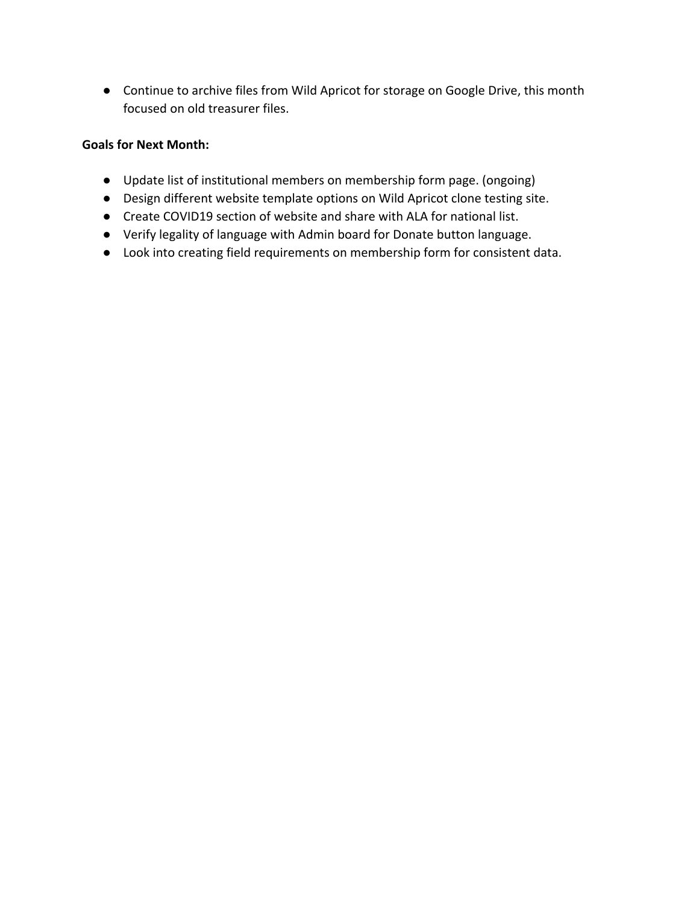- Continue to archive files from Wild Apricot for storage on Google Drive, this month focused on old treasurer files.

**Goals for Next Month:**

- Update list of institutional members on membership form page. (ongoing)
- Design different website template options on Wild Apricot clone testing site.
- Create COVID19 section of website and share with ALA for national list.
- Verify legality of language with Admin board for Donate button language.
- Look into creating field requirements on membership form for consistent data.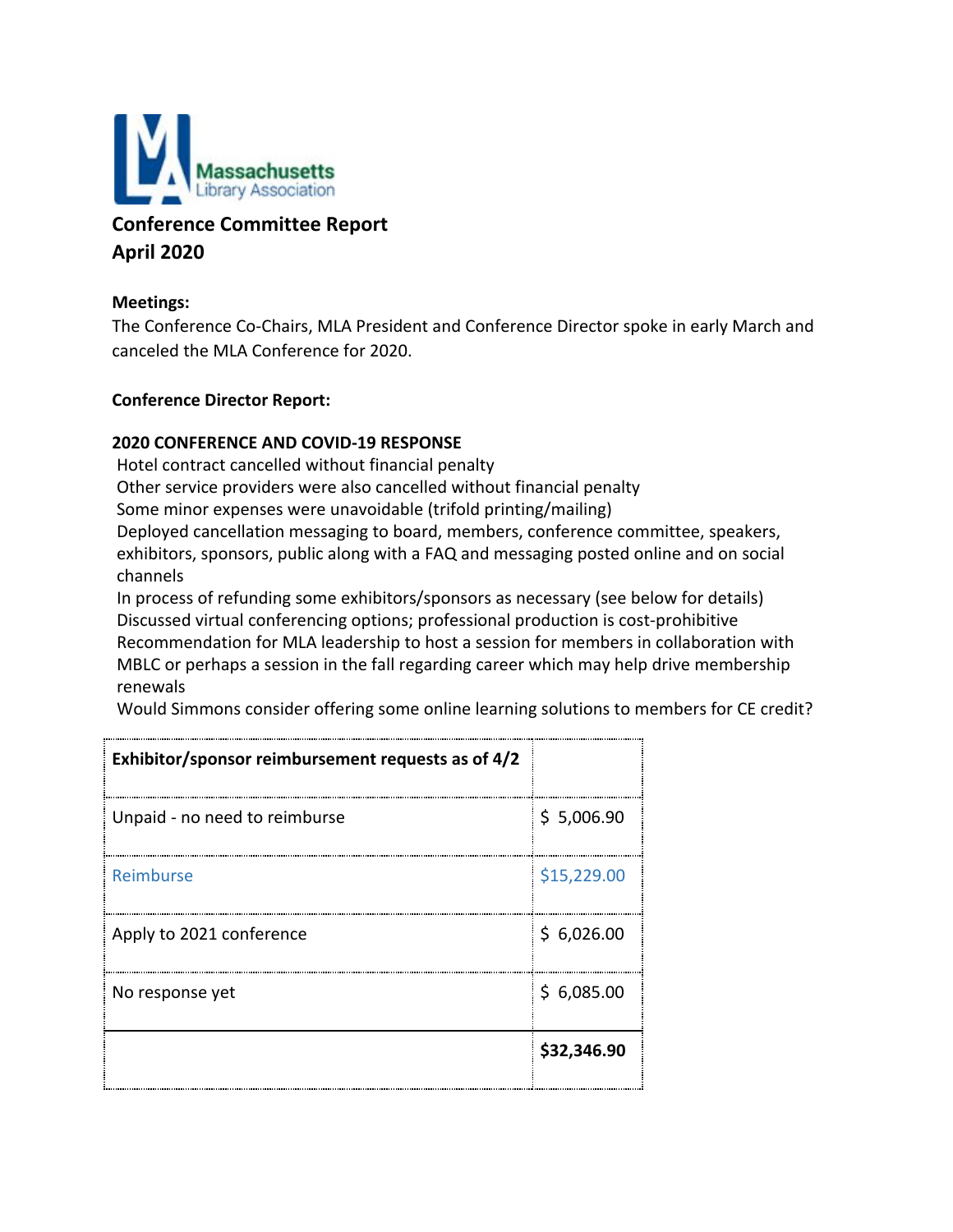Massachusetts Library Association

# Conference Committee Report
# April 2020

**Meetings:**
The Conference Co-Chairs, MLA President and Conference Director spoke in early March and canceled the MLA Conference for 2020.

**Conference Director Report:**

**2020 CONFERENCE AND COVID-19 RESPONSE**

Hotel contract cancelled without financial penalty
Other service providers were also cancelled without financial penalty
Some minor expenses were unavoidable (trifold printing/mailing)
Deployed cancellation messaging to board, members, conference committee, speakers, exhibitors, sponsors, public along with a FAQ and messaging posted online and on social channels
In process of refunding some exhibitors/sponsors as necessary (see below for details)
Discussed virtual conferencing options; professional production is cost-prohibitive
Recommendation for MLA leadership to host a session for members in collaboration with MBLC or perhaps a session in the fall regarding career which may help drive membership renewals
Would Simmons consider offering some online learning solutions to members for CE credit?

| **Exhibitor/sponsor reimbursement requests as of 4/2** | |
|---|---|
| Unpaid - no need to reimburse | $ 5,006.90 |
| Reimburse | $15,229.00 |
| Apply to 2021 conference | $ 6,026.00 |
| No response yet | $ 6,085.00 |
| | **$32,346.90** |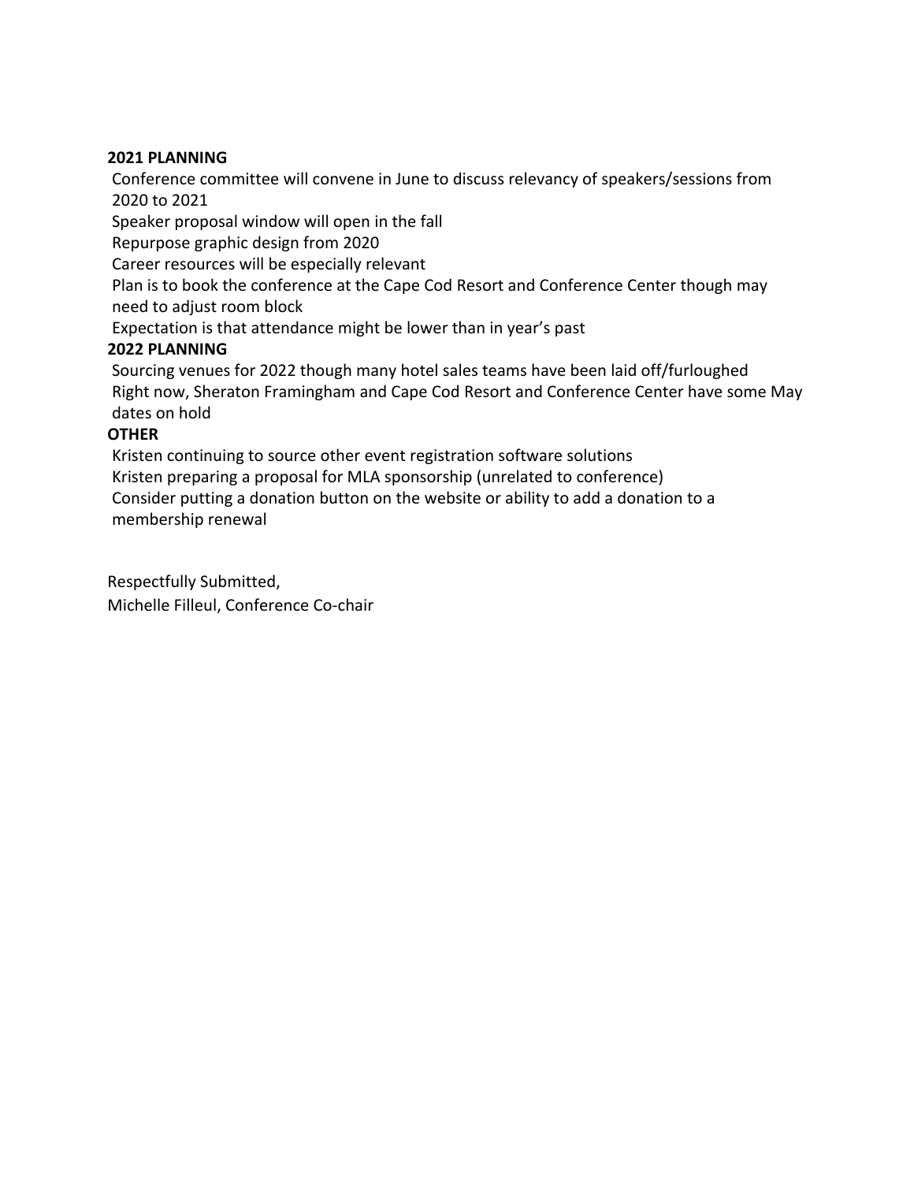**2021 PLANNING**

- Conference committee will convene in June to discuss relevancy of speakers/sessions from 2020 to 2021
- Speaker proposal window will open in the fall
- Repurpose graphic design from 2020
- Career resources will be especially relevant
- Plan is to book the conference at the Cape Cod Resort and Conference Center though may need to adjust room block
- Expectation is that attendance might be lower than in year's past

**2022 PLANNING**

- Sourcing venues for 2022 though many hotel sales teams have been laid off/furloughed
- Right now, Sheraton Framingham and Cape Cod Resort and Conference Center have some May dates on hold

**OTHER**

- Kristen continuing to source other event registration software solutions
- Kristen preparing a proposal for MLA sponsorship (unrelated to conference)
- Consider putting a donation button on the website or ability to add a donation to a membership renewal

Respectfully Submitted,
Michelle Filleul, Conference Co-chair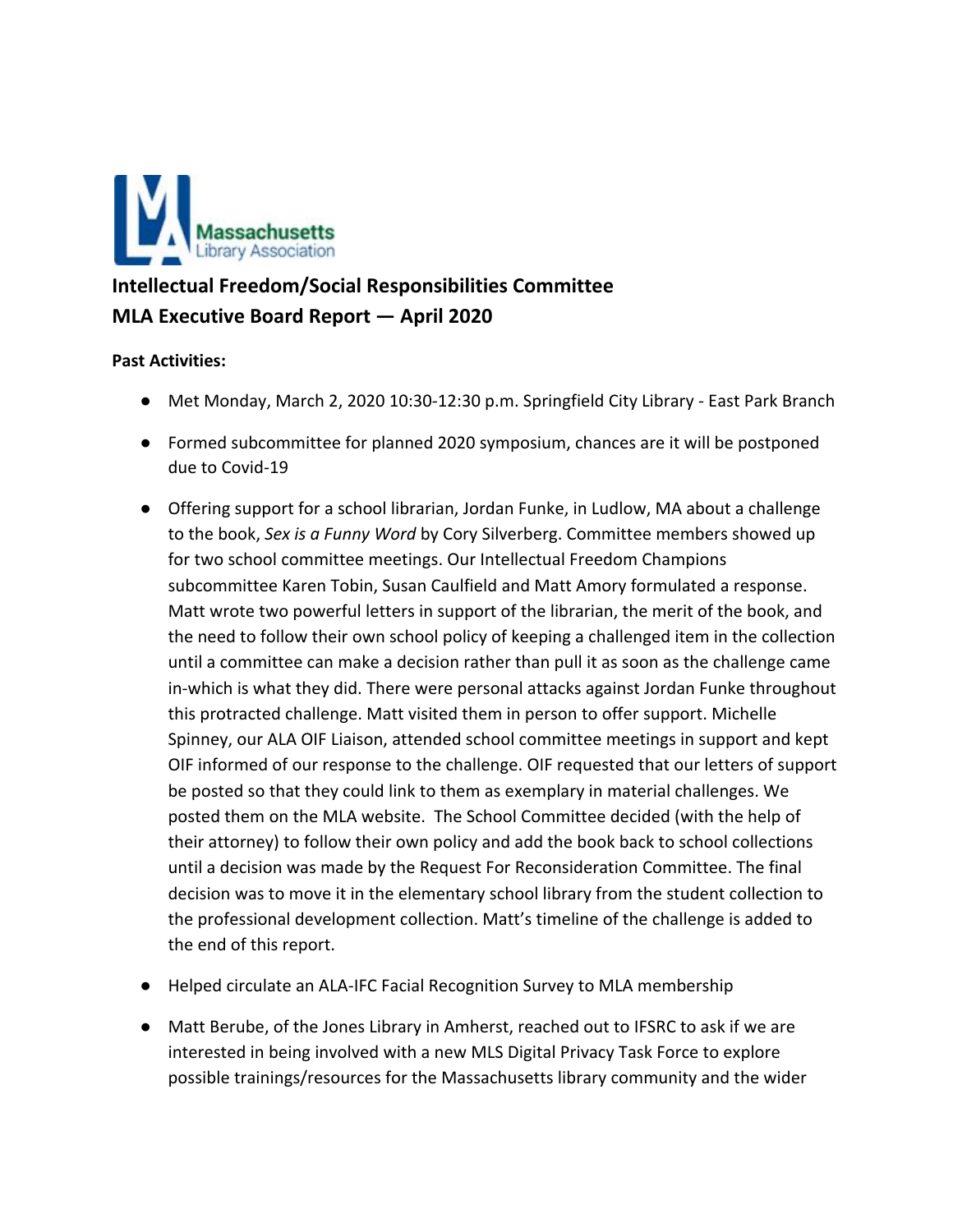## Intellectual Freedom/Social Responsibilities Committee
## MLA Executive Board Report — April 2020

**Past Activities:**

- Met Monday, March 2, 2020 10:30-12:30 p.m. Springfield City Library - East Park Branch
- Formed subcommittee for planned 2020 symposium, chances are it will be postponed due to Covid-19
- Offering support for a school librarian, Jordan Funke, in Ludlow, MA about a challenge to the book, *Sex is a Funny Word* by Cory Silverberg. Committee members showed up for two school committee meetings. Our Intellectual Freedom Champions subcommittee Karen Tobin, Susan Caulfield and Matt Amory formulated a response. Matt wrote two powerful letters in support of the librarian, the merit of the book, and the need to follow their own school policy of keeping a challenged item in the collection until a committee can make a decision rather than pull it as soon as the challenge came in-which is what they did. There were personal attacks against Jordan Funke throughout this protracted challenge. Matt visited them in person to offer support. Michelle Spinney, our ALA OIF Liaison, attended school committee meetings in support and kept OIF informed of our response to the challenge. OIF requested that our letters of support be posted so that they could link to them as exemplary in material challenges. We posted them on the MLA website. The School Committee decided (with the help of their attorney) to follow their own policy and add the book back to school collections until a decision was made by the Request For Reconsideration Committee. The final decision was to move it in the elementary school library from the student collection to the professional development collection. Matt's timeline of the challenge is added to the end of this report.
- Helped circulate an ALA-IFC Facial Recognition Survey to MLA membership
- Matt Berube, of the Jones Library in Amherst, reached out to IFSRC to ask if we are interested in being involved with a new MLS Digital Privacy Task Force to explore possible trainings/resources for the Massachusetts library community and the wider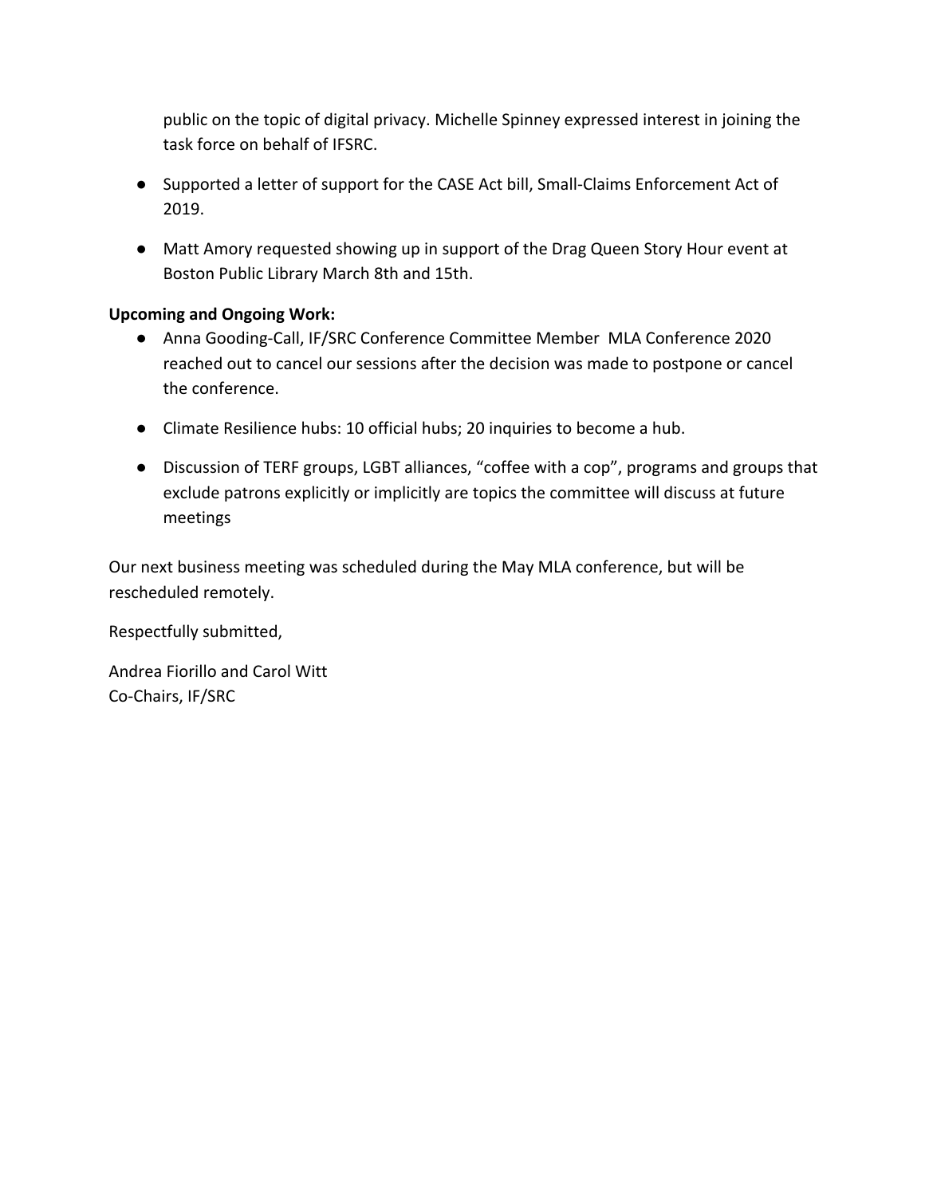public on the topic of digital privacy. Michelle Spinney expressed interest in joining the task force on behalf of IFSRC.

- Supported a letter of support for the CASE Act bill, Small-Claims Enforcement Act of 2019.

- Matt Amory requested showing up in support of the Drag Queen Story Hour event at Boston Public Library March 8th and 15th.

**Upcoming and Ongoing Work:**

- Anna Gooding-Call, IF/SRC Conference Committee Member MLA Conference 2020 reached out to cancel our sessions after the decision was made to postpone or cancel the conference.

- Climate Resilience hubs: 10 official hubs; 20 inquiries to become a hub.

- Discussion of TERF groups, LGBT alliances, "coffee with a cop", programs and groups that exclude patrons explicitly or implicitly are topics the committee will discuss at future meetings

Our next business meeting was scheduled during the May MLA conference, but will be rescheduled remotely.

Respectfully submitted,

Andrea Fiorillo and Carol Witt
Co-Chairs, IF/SRC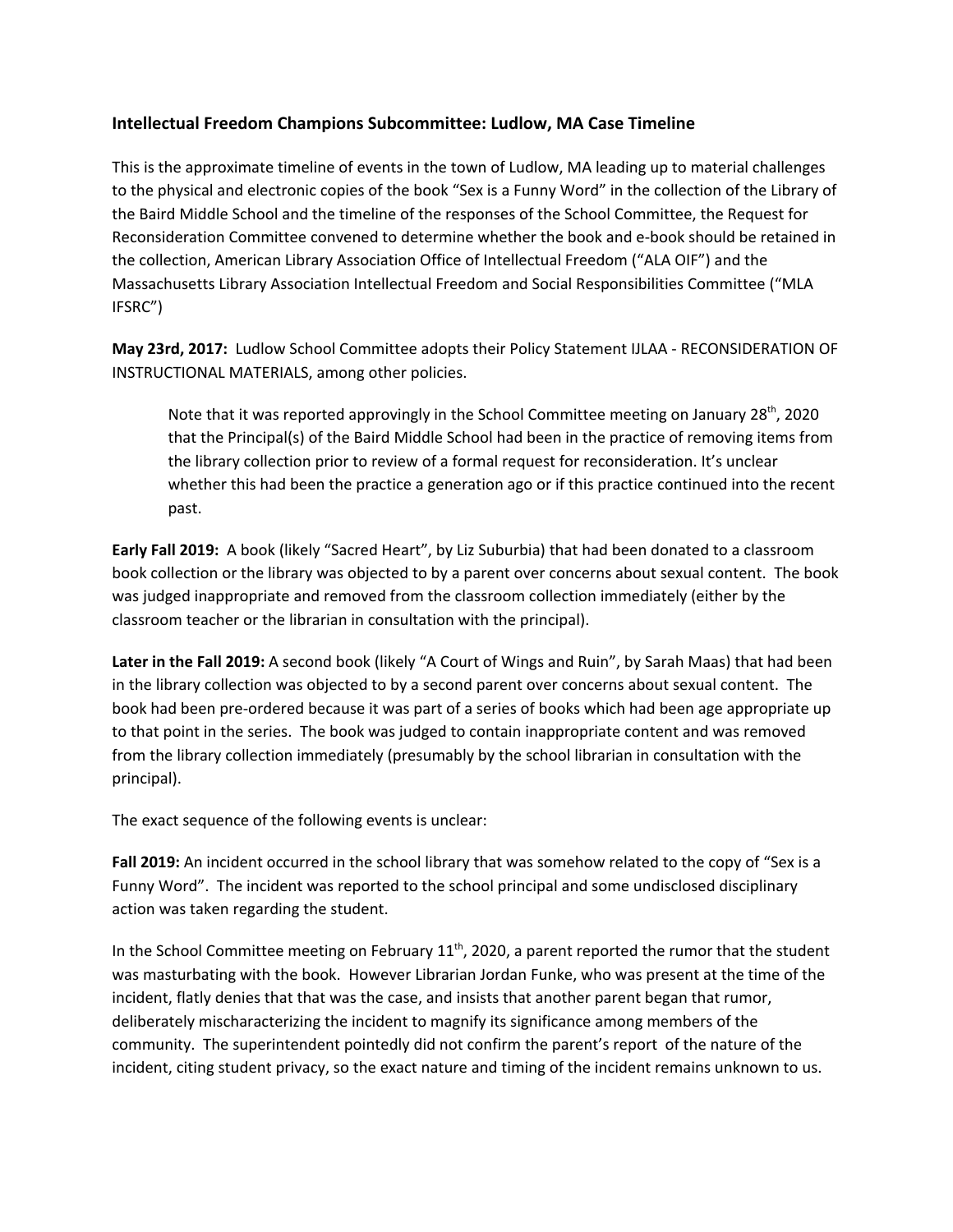### Intellectual Freedom Champions Subcommittee: Ludlow, MA Case Timeline

This is the approximate timeline of events in the town of Ludlow, MA leading up to material challenges to the physical and electronic copies of the book "Sex is a Funny Word" in the collection of the Library of the Baird Middle School and the timeline of the responses of the School Committee, the Request for Reconsideration Committee convened to determine whether the book and e-book should be retained in the collection, American Library Association Office of Intellectual Freedom ("ALA OIF") and the Massachusetts Library Association Intellectual Freedom and Social Responsibilities Committee ("MLA IFSRC")

**May 23rd, 2017:** Ludlow School Committee adopts their Policy Statement IJLAA - RECONSIDERATION OF INSTRUCTIONAL MATERIALS, among other policies.

> Note that it was reported approvingly in the School Committee meeting on January 28th, 2020 that the Principal(s) of the Baird Middle School had been in the practice of removing items from the library collection prior to review of a formal request for reconsideration. It's unclear whether this had been the practice a generation ago or if this practice continued into the recent past.

**Early Fall 2019:** A book (likely "Sacred Heart", by Liz Suburbia) that had been donated to a classroom book collection or the library was objected to by a parent over concerns about sexual content. The book was judged inappropriate and removed from the classroom collection immediately (either by the classroom teacher or the librarian in consultation with the principal).

**Later in the Fall 2019:** A second book (likely "A Court of Wings and Ruin", by Sarah Maas) that had been in the library collection was objected to by a second parent over concerns about sexual content. The book had been pre-ordered because it was part of a series of books which had been age appropriate up to that point in the series. The book was judged to contain inappropriate content and was removed from the library collection immediately (presumably by the school librarian in consultation with the principal).

The exact sequence of the following events is unclear:

**Fall 2019:** An incident occurred in the school library that was somehow related to the copy of "Sex is a Funny Word". The incident was reported to the school principal and some undisclosed disciplinary action was taken regarding the student.

In the School Committee meeting on February 11th, 2020, a parent reported the rumor that the student was masturbating with the book. However Librarian Jordan Funke, who was present at the time of the incident, flatly denies that that was the case, and insists that another parent began that rumor, deliberately mischaracterizing the incident to magnify its significance among members of the community. The superintendent pointedly did not confirm the parent's report of the nature of the incident, citing student privacy, so the exact nature and timing of the incident remains unknown to us.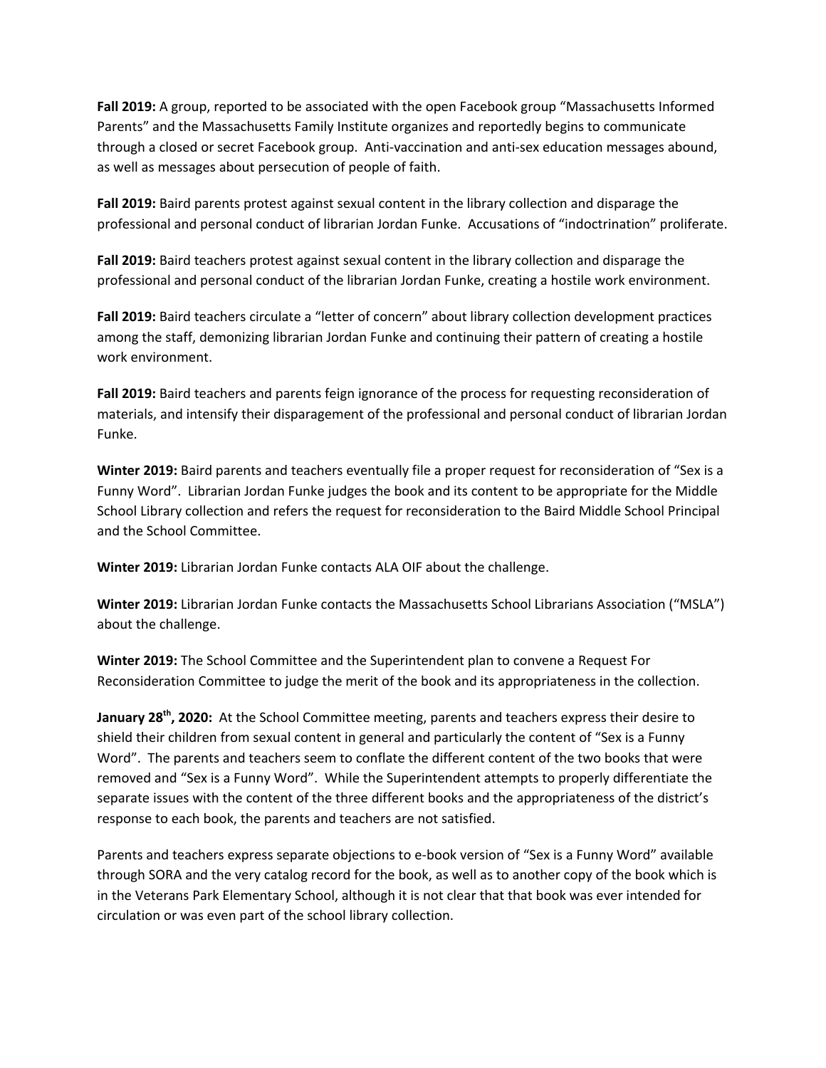**Fall 2019:** A group, reported to be associated with the open Facebook group "Massachusetts Informed Parents" and the Massachusetts Family Institute organizes and reportedly begins to communicate through a closed or secret Facebook group. Anti-vaccination and anti-sex education messages abound, as well as messages about persecution of people of faith.

**Fall 2019:** Baird parents protest against sexual content in the library collection and disparage the professional and personal conduct of librarian Jordan Funke. Accusations of "indoctrination" proliferate.

**Fall 2019:** Baird teachers protest against sexual content in the library collection and disparage the professional and personal conduct of the librarian Jordan Funke, creating a hostile work environment.

**Fall 2019:** Baird teachers circulate a "letter of concern" about library collection development practices among the staff, demonizing librarian Jordan Funke and continuing their pattern of creating a hostile work environment.

**Fall 2019:** Baird teachers and parents feign ignorance of the process for requesting reconsideration of materials, and intensify their disparagement of the professional and personal conduct of librarian Jordan Funke.

**Winter 2019:** Baird parents and teachers eventually file a proper request for reconsideration of "Sex is a Funny Word". Librarian Jordan Funke judges the book and its content to be appropriate for the Middle School Library collection and refers the request for reconsideration to the Baird Middle School Principal and the School Committee.

**Winter 2019:** Librarian Jordan Funke contacts ALA OIF about the challenge.

**Winter 2019:** Librarian Jordan Funke contacts the Massachusetts School Librarians Association ("MSLA") about the challenge.

**Winter 2019:** The School Committee and the Superintendent plan to convene a Request For Reconsideration Committee to judge the merit of the book and its appropriateness in the collection.

**January 28th, 2020:** At the School Committee meeting, parents and teachers express their desire to shield their children from sexual content in general and particularly the content of "Sex is a Funny Word". The parents and teachers seem to conflate the different content of the two books that were removed and "Sex is a Funny Word". While the Superintendent attempts to properly differentiate the separate issues with the content of the three different books and the appropriateness of the district's response to each book, the parents and teachers are not satisfied.

Parents and teachers express separate objections to e-book version of "Sex is a Funny Word" available through SORA and the very catalog record for the book, as well as to another copy of the book which is in the Veterans Park Elementary School, although it is not clear that that book was ever intended for circulation or was even part of the school library collection.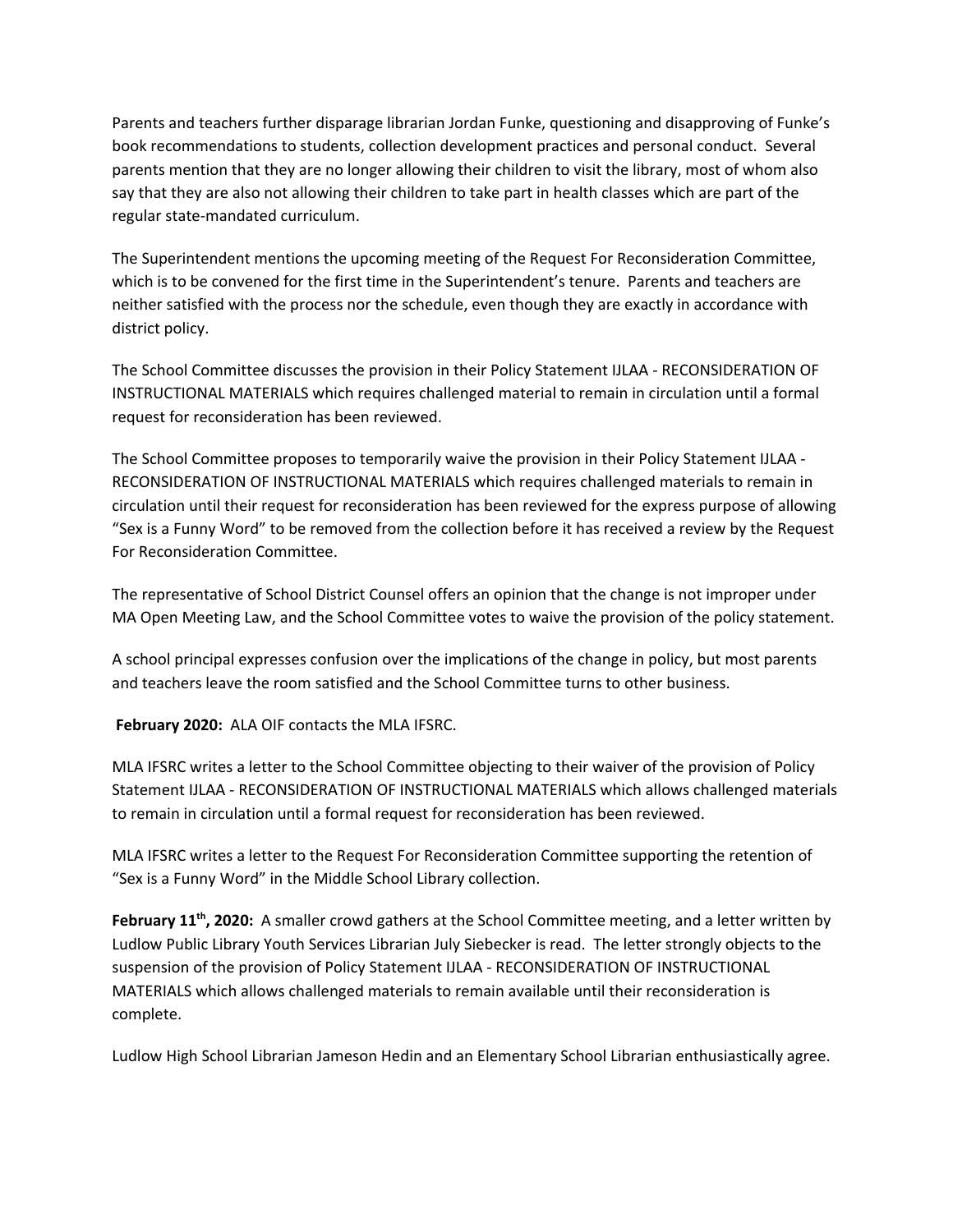Parents and teachers further disparage librarian Jordan Funke, questioning and disapproving of Funke's book recommendations to students, collection development practices and personal conduct. Several parents mention that they are no longer allowing their children to visit the library, most of whom also say that they are also not allowing their children to take part in health classes which are part of the regular state-mandated curriculum.

The Superintendent mentions the upcoming meeting of the Request For Reconsideration Committee, which is to be convened for the first time in the Superintendent's tenure. Parents and teachers are neither satisfied with the process nor the schedule, even though they are exactly in accordance with district policy.

The School Committee discusses the provision in their Policy Statement IJLAA - RECONSIDERATION OF INSTRUCTIONAL MATERIALS which requires challenged material to remain in circulation until a formal request for reconsideration has been reviewed.

The School Committee proposes to temporarily waive the provision in their Policy Statement IJLAA - RECONSIDERATION OF INSTRUCTIONAL MATERIALS which requires challenged materials to remain in circulation until their request for reconsideration has been reviewed for the express purpose of allowing "Sex is a Funny Word" to be removed from the collection before it has received a review by the Request For Reconsideration Committee.

The representative of School District Counsel offers an opinion that the change is not improper under MA Open Meeting Law, and the School Committee votes to waive the provision of the policy statement.

A school principal expresses confusion over the implications of the change in policy, but most parents and teachers leave the room satisfied and the School Committee turns to other business.

**February 2020:** ALA OIF contacts the MLA IFSRC.

MLA IFSRC writes a letter to the School Committee objecting to their waiver of the provision of Policy Statement IJLAA - RECONSIDERATION OF INSTRUCTIONAL MATERIALS which allows challenged materials to remain in circulation until a formal request for reconsideration has been reviewed.

MLA IFSRC writes a letter to the Request For Reconsideration Committee supporting the retention of "Sex is a Funny Word" in the Middle School Library collection.

**February 11th, 2020:** A smaller crowd gathers at the School Committee meeting, and a letter written by Ludlow Public Library Youth Services Librarian July Siebecker is read. The letter strongly objects to the suspension of the provision of Policy Statement IJLAA - RECONSIDERATION OF INSTRUCTIONAL MATERIALS which allows challenged materials to remain available until their reconsideration is complete.

Ludlow High School Librarian Jameson Hedin and an Elementary School Librarian enthusiastically agree.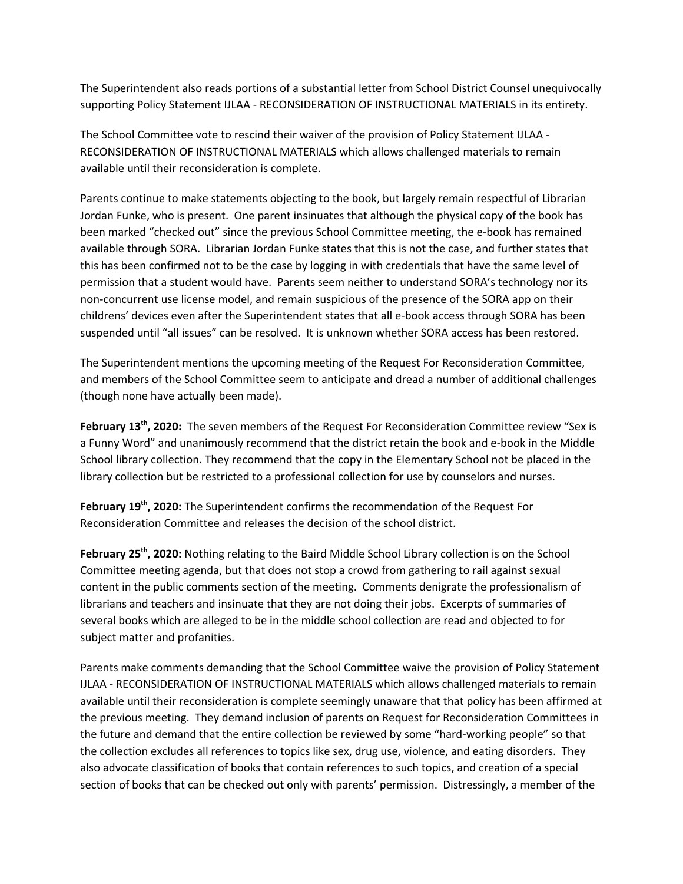The Superintendent also reads portions of a substantial letter from School District Counsel unequivocally supporting Policy Statement IJLAA - RECONSIDERATION OF INSTRUCTIONAL MATERIALS in its entirety.

The School Committee vote to rescind their waiver of the provision of Policy Statement IJLAA - RECONSIDERATION OF INSTRUCTIONAL MATERIALS which allows challenged materials to remain available until their reconsideration is complete.

Parents continue to make statements objecting to the book, but largely remain respectful of Librarian Jordan Funke, who is present. One parent insinuates that although the physical copy of the book has been marked "checked out" since the previous School Committee meeting, the e-book has remained available through SORA. Librarian Jordan Funke states that this is not the case, and further states that this has been confirmed not to be the case by logging in with credentials that have the same level of permission that a student would have. Parents seem neither to understand SORA's technology nor its non-concurrent use license model, and remain suspicious of the presence of the SORA app on their childrens' devices even after the Superintendent states that all e-book access through SORA has been suspended until "all issues" can be resolved. It is unknown whether SORA access has been restored.

The Superintendent mentions the upcoming meeting of the Request For Reconsideration Committee, and members of the School Committee seem to anticipate and dread a number of additional challenges (though none have actually been made).

**February 13th, 2020:** The seven members of the Request For Reconsideration Committee review "Sex is a Funny Word" and unanimously recommend that the district retain the book and e-book in the Middle School library collection. They recommend that the copy in the Elementary School not be placed in the library collection but be restricted to a professional collection for use by counselors and nurses.

**February 19th, 2020:** The Superintendent confirms the recommendation of the Request For Reconsideration Committee and releases the decision of the school district.

**February 25th, 2020:** Nothing relating to the Baird Middle School Library collection is on the School Committee meeting agenda, but that does not stop a crowd from gathering to rail against sexual content in the public comments section of the meeting. Comments denigrate the professionalism of librarians and teachers and insinuate that they are not doing their jobs. Excerpts of summaries of several books which are alleged to be in the middle school collection are read and objected to for subject matter and profanities.

Parents make comments demanding that the School Committee waive the provision of Policy Statement IJLAA - RECONSIDERATION OF INSTRUCTIONAL MATERIALS which allows challenged materials to remain available until their reconsideration is complete seemingly unaware that that policy has been affirmed at the previous meeting. They demand inclusion of parents on Request for Reconsideration Committees in the future and demand that the entire collection be reviewed by some "hard-working people" so that the collection excludes all references to topics like sex, drug use, violence, and eating disorders. They also advocate classification of books that contain references to such topics, and creation of a special section of books that can be checked out only with parents' permission. Distressingly, a member of the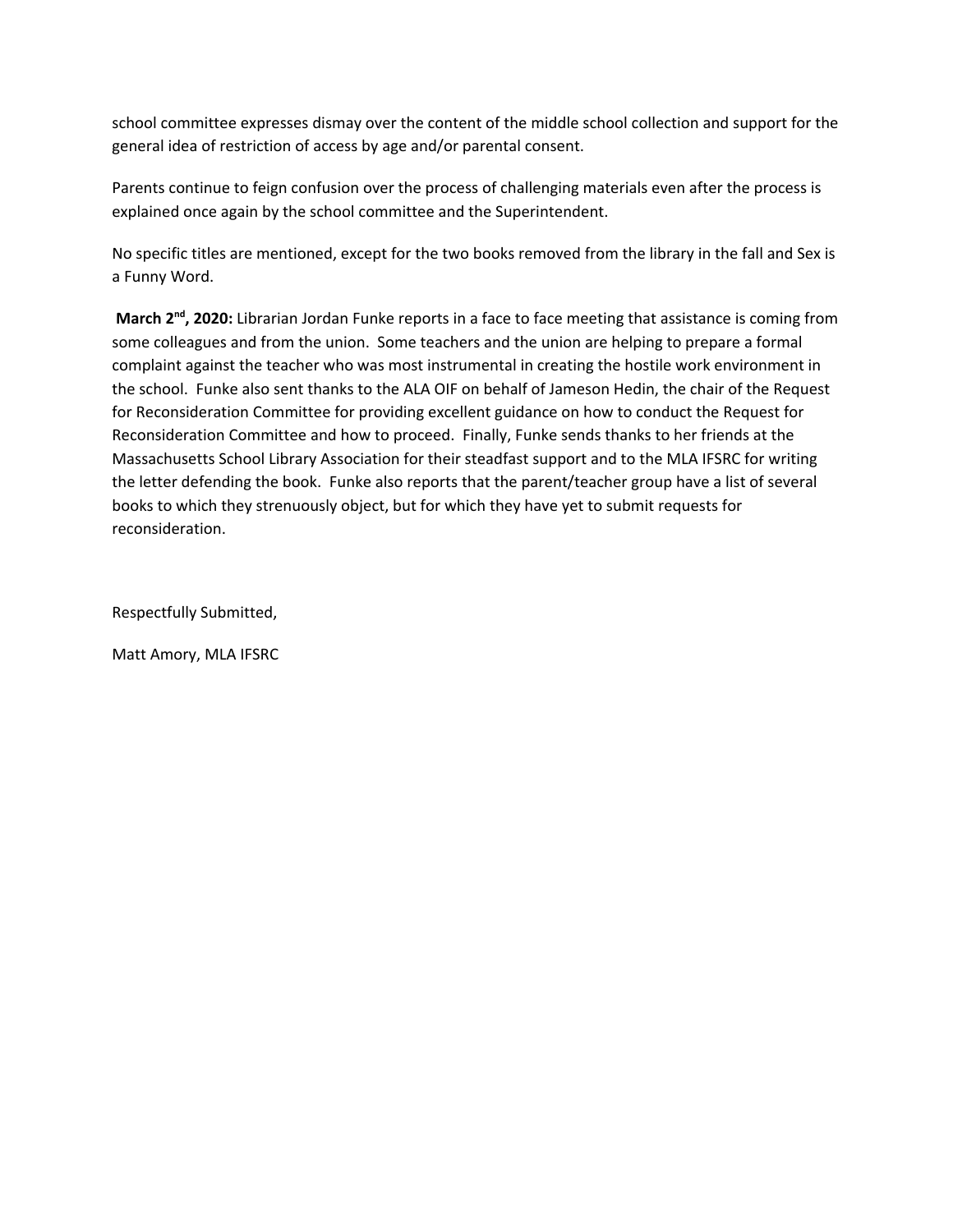school committee expresses dismay over the content of the middle school collection and support for the general idea of restriction of access by age and/or parental consent.

Parents continue to feign confusion over the process of challenging materials even after the process is explained once again by the school committee and the Superintendent.

No specific titles are mentioned, except for the two books removed from the library in the fall and Sex is a Funny Word.

**March 2nd, 2020:** Librarian Jordan Funke reports in a face to face meeting that assistance is coming from some colleagues and from the union. Some teachers and the union are helping to prepare a formal complaint against the teacher who was most instrumental in creating the hostile work environment in the school. Funke also sent thanks to the ALA OIF on behalf of Jameson Hedin, the chair of the Request for Reconsideration Committee for providing excellent guidance on how to conduct the Request for Reconsideration Committee and how to proceed. Finally, Funke sends thanks to her friends at the Massachusetts School Library Association for their steadfast support and to the MLA IFSRC for writing the letter defending the book. Funke also reports that the parent/teacher group have a list of several books to which they strenuously object, but for which they have yet to submit requests for reconsideration.

Respectfully Submitted,

Matt Amory, MLA IFSRC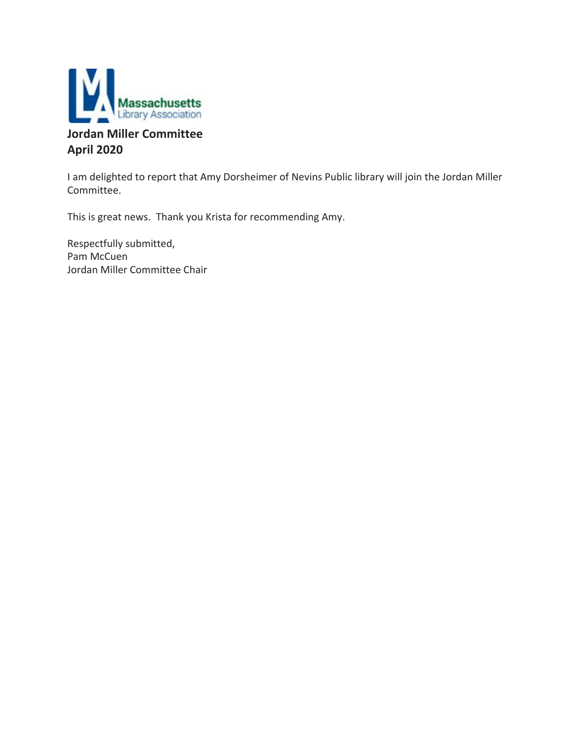**Jordan Miller Committee**
**April 2020**

I am delighted to report that Amy Dorsheimer of Nevins Public library will join the Jordan Miller Committee.

This is great news. Thank you Krista for recommending Amy.

Respectfully submitted,
Pam McCuen
Jordan Miller Committee Chair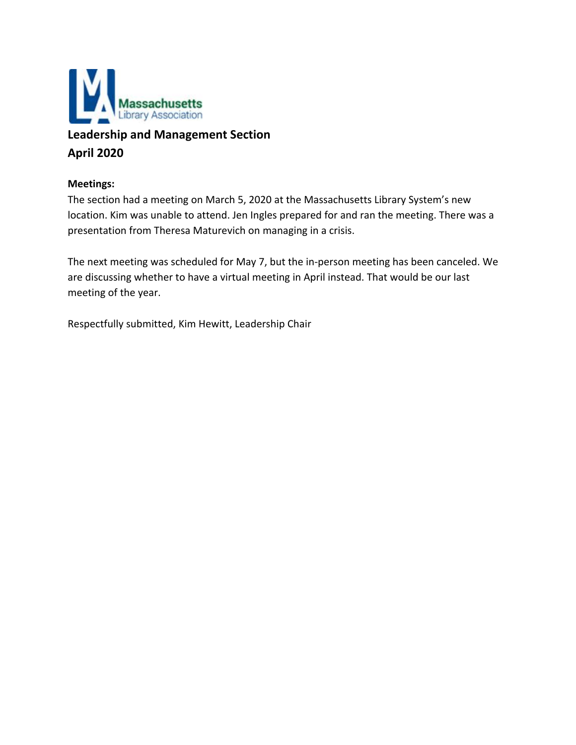## Leadership and Management Section
## April 2020

**Meetings:**

The section had a meeting on March 5, 2020 at the Massachusetts Library System's new location. Kim was unable to attend. Jen Ingles prepared for and ran the meeting. There was a presentation from Theresa Maturevich on managing in a crisis.

The next meeting was scheduled for May 7, but the in-person meeting has been canceled. We are discussing whether to have a virtual meeting in April instead. That would be our last meeting of the year.

Respectfully submitted, Kim Hewitt, Leadership Chair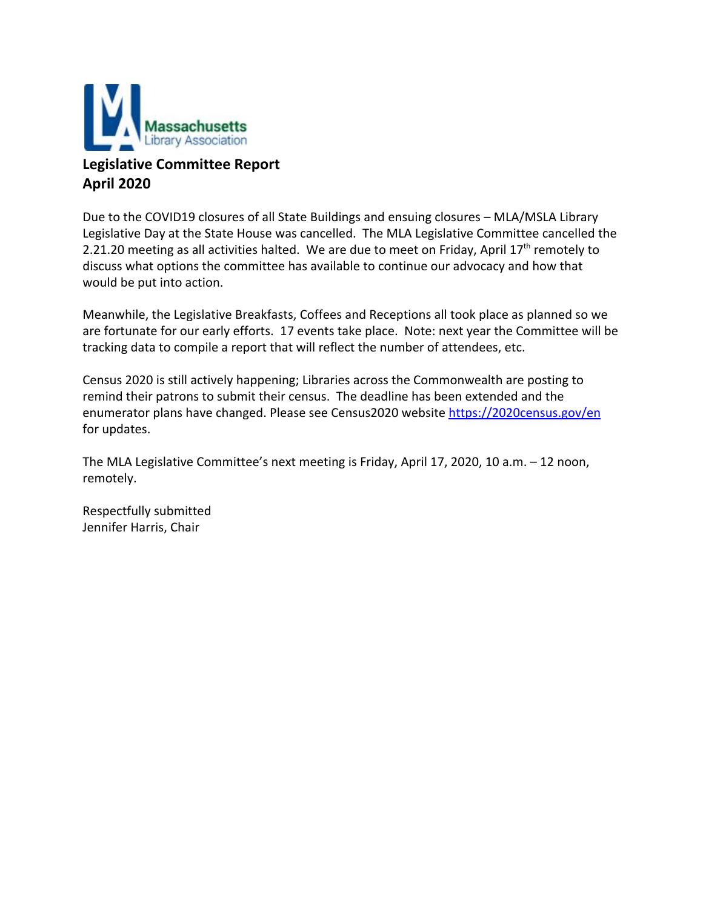Massachusetts Library Association

**Legislative Committee Report**
**April 2020**

Due to the COVID19 closures of all State Buildings and ensuing closures – MLA/MSLA Library Legislative Day at the State House was cancelled. The MLA Legislative Committee cancelled the 2.21.20 meeting as all activities halted. We are due to meet on Friday, April 17th remotely to discuss what options the committee has available to continue our advocacy and how that would be put into action.

Meanwhile, the Legislative Breakfasts, Coffees and Receptions all took place as planned so we are fortunate for our early efforts. 17 events take place. Note: next year the Committee will be tracking data to compile a report that will reflect the number of attendees, etc.

Census 2020 is still actively happening; Libraries across the Commonwealth are posting to remind their patrons to submit their census. The deadline has been extended and the enumerator plans have changed. Please see Census2020 website https://2020census.gov/en for updates.

The MLA Legislative Committee's next meeting is Friday, April 17, 2020, 10 a.m. – 12 noon, remotely.

Respectfully submitted
Jennifer Harris, Chair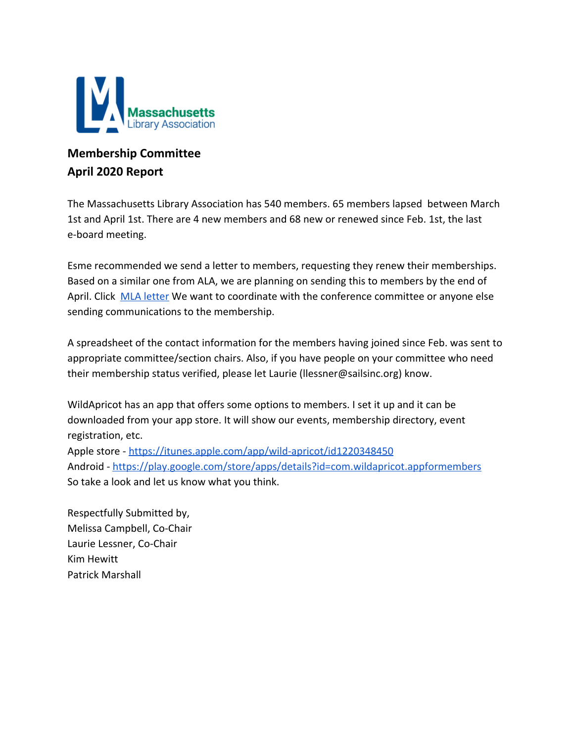Massachusetts Library Association

**Membership Committee**
**April 2020 Report**

The Massachusetts Library Association has 540 members. 65 members lapsed between March 1st and April 1st. There are 4 new members and 68 new or renewed since Feb. 1st, the last e-board meeting.

Esme recommended we send a letter to members, requesting they renew their memberships. Based on a similar one from ALA, we are planning on sending this to members by the end of April. Click [MLA letter]() We want to coordinate with the conference committee or anyone else sending communications to the membership.

A spreadsheet of the contact information for the members having joined since Feb. was sent to appropriate committee/section chairs. Also, if you have people on your committee who need their membership status verified, please let Laurie (llessner@sailsinc.org) know.

WildApricot has an app that offers some options to members. I set it up and it can be downloaded from your app store. It will show our events, membership directory, event registration, etc.
Apple store - https://itunes.apple.com/app/wild-apricot/id1220348450
Android - https://play.google.com/store/apps/details?id=com.wildapricot.appformembers
So take a look and let us know what you think.

Respectfully Submitted by,
Melissa Campbell, Co-Chair
Laurie Lessner, Co-Chair
Kim Hewitt
Patrick Marshall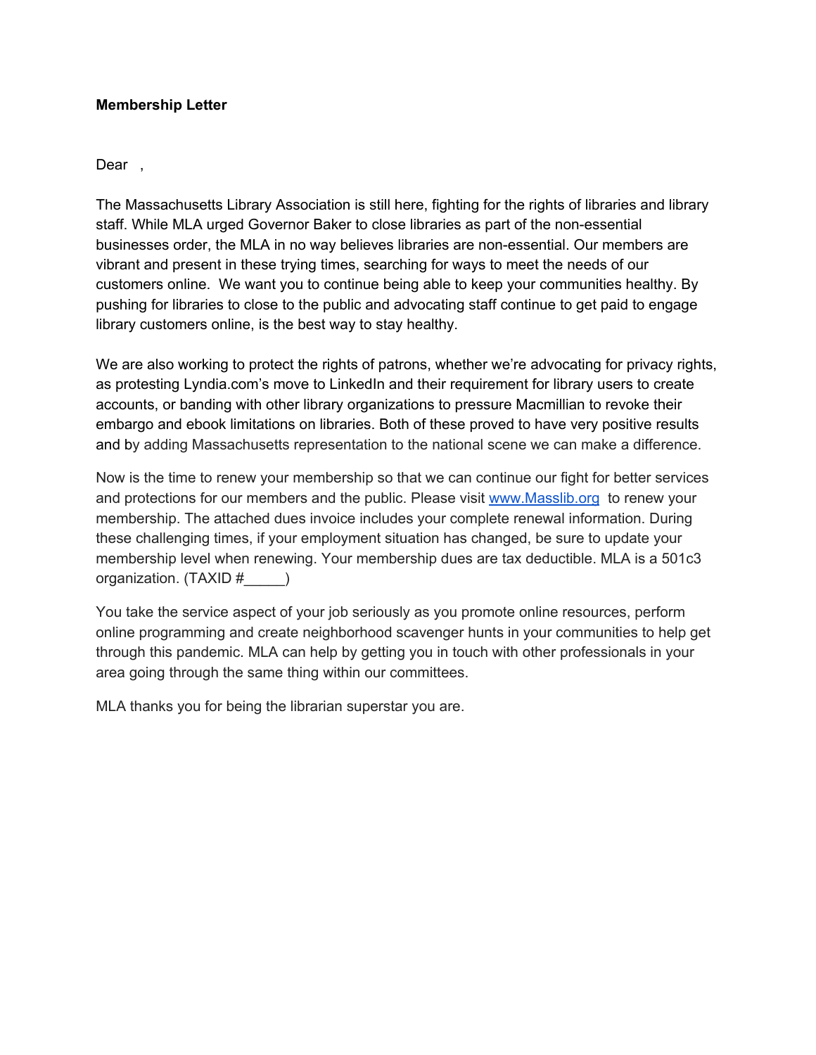**Membership Letter**

Dear ,

The Massachusetts Library Association is still here, fighting for the rights of libraries and library staff. While MLA urged Governor Baker to close libraries as part of the non-essential businesses order, the MLA in no way believes libraries are non-essential. Our members are vibrant and present in these trying times, searching for ways to meet the needs of our customers online. We want you to continue being able to keep your communities healthy. By pushing for libraries to close to the public and advocating staff continue to get paid to engage library customers online, is the best way to stay healthy.

We are also working to protect the rights of patrons, whether we're advocating for privacy rights, as protesting Lyndia.com's move to LinkedIn and their requirement for library users to create accounts, or banding with other library organizations to pressure Macmillian to revoke their embargo and ebook limitations on libraries. Both of these proved to have very positive results and by adding Massachusetts representation to the national scene we can make a difference.

Now is the time to renew your membership so that we can continue our fight for better services and protections for our members and the public. Please visit [www.Masslib.org](http://www.Masslib.org) to renew your membership. The attached dues invoice includes your complete renewal information. During these challenging times, if your employment situation has changed, be sure to update your membership level when renewing. Your membership dues are tax deductible. MLA is a 501c3 organization. (TAXID #_____)

You take the service aspect of your job seriously as you promote online resources, perform online programming and create neighborhood scavenger hunts in your communities to help get through this pandemic. MLA can help by getting you in touch with other professionals in your area going through the same thing within our committees.

MLA thanks you for being the librarian superstar you are.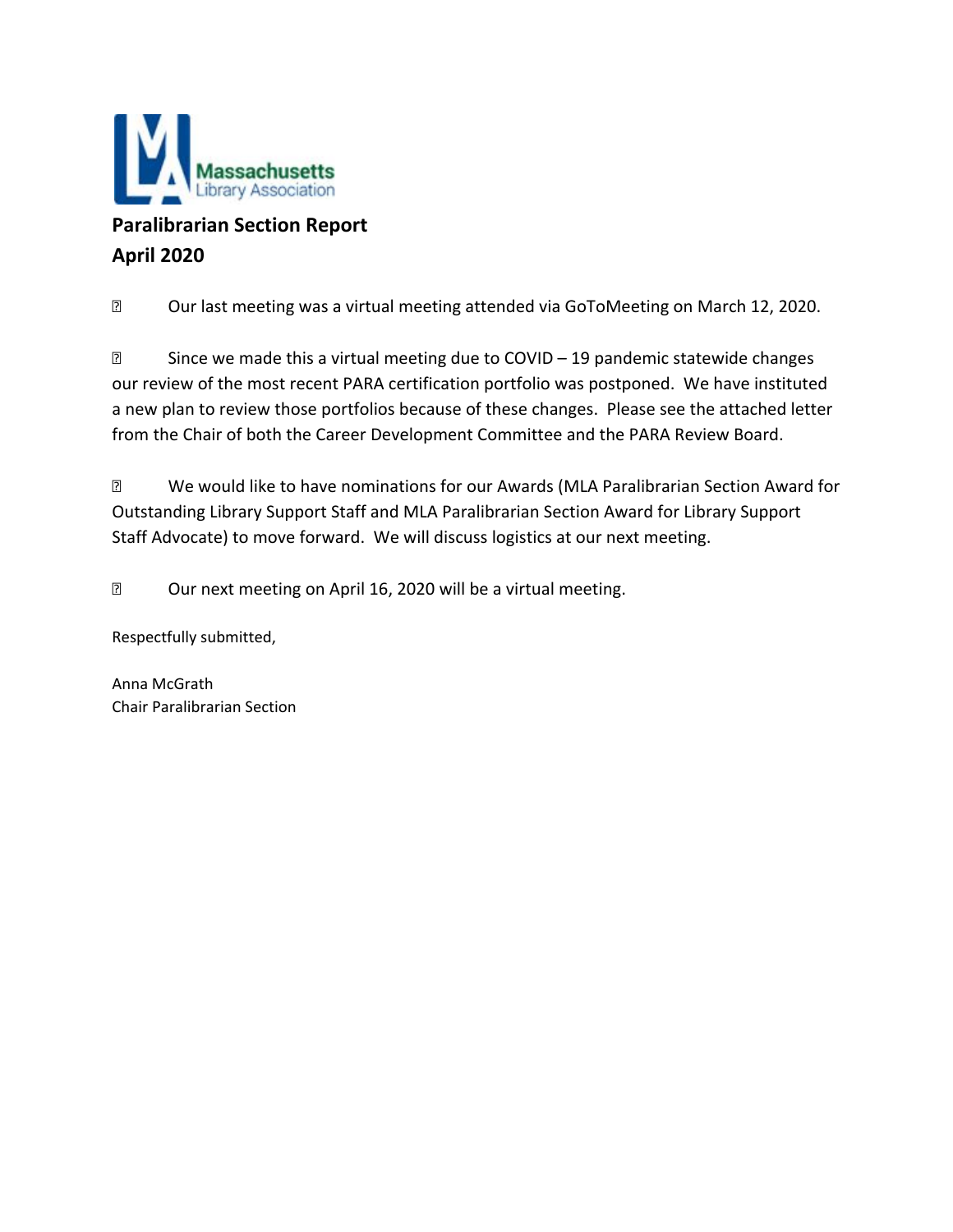Massachusetts Library Association

## Paralibrarian Section Report
## April 2020

- Our last meeting was a virtual meeting attended via GoToMeeting on March 12, 2020.

- Since we made this a virtual meeting due to COVID – 19 pandemic statewide changes our review of the most recent PARA certification portfolio was postponed. We have instituted a new plan to review those portfolios because of these changes. Please see the attached letter from the Chair of both the Career Development Committee and the PARA Review Board.

- We would like to have nominations for our Awards (MLA Paralibrarian Section Award for Outstanding Library Support Staff and MLA Paralibrarian Section Award for Library Support Staff Advocate) to move forward. We will discuss logistics at our next meeting.

- Our next meeting on April 16, 2020 will be a virtual meeting.

Respectfully submitted,

Anna McGrath
Chair Paralibrarian Section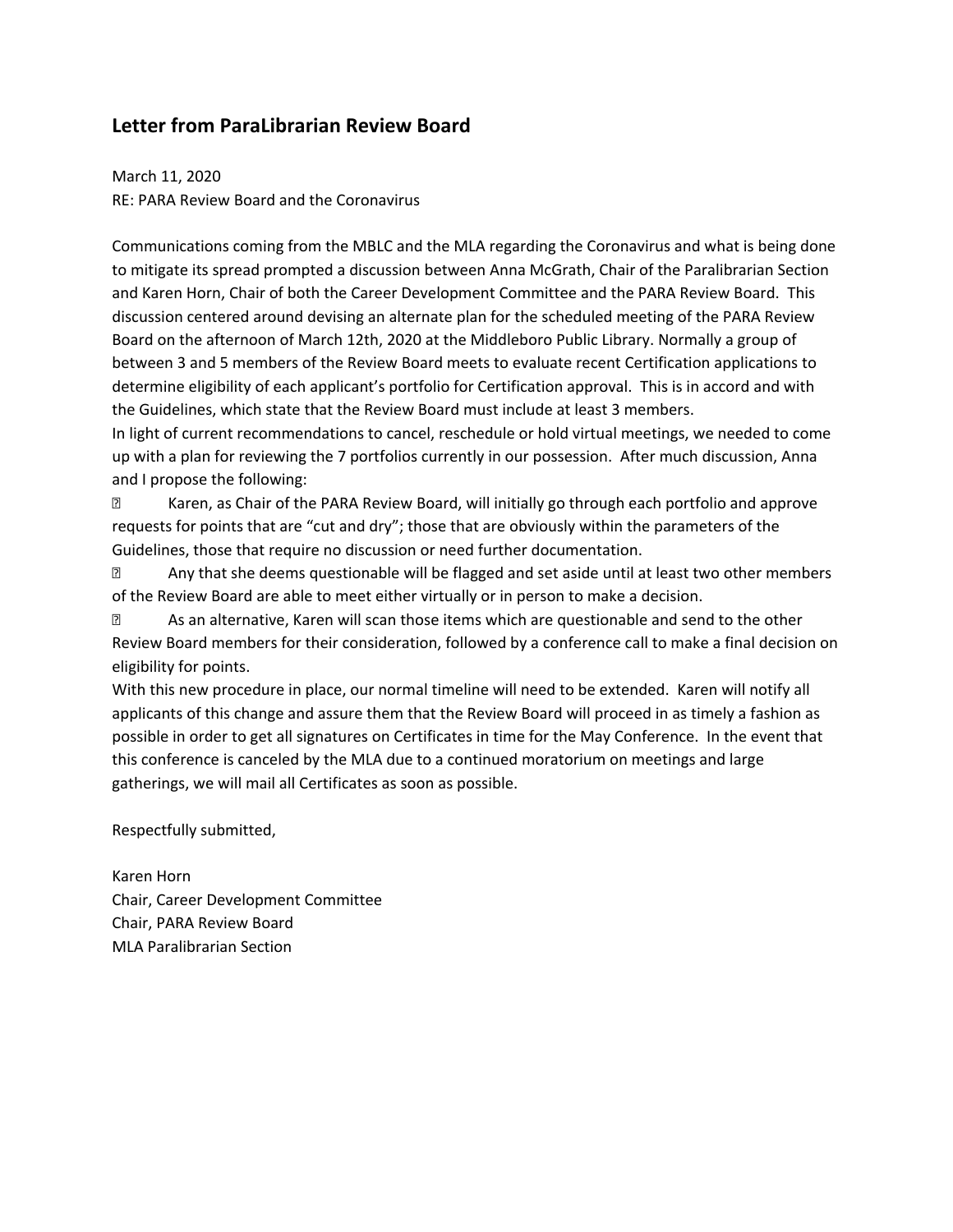## Letter from ParaLibrarian Review Board

March 11, 2020
RE: PARA Review Board and the Coronavirus

Communications coming from the MBLC and the MLA regarding the Coronavirus and what is being done to mitigate its spread prompted a discussion between Anna McGrath, Chair of the Paralibrarian Section and Karen Horn, Chair of both the Career Development Committee and the PARA Review Board. This discussion centered around devising an alternate plan for the scheduled meeting of the PARA Review Board on the afternoon of March 12th, 2020 at the Middleboro Public Library. Normally a group of between 3 and 5 members of the Review Board meets to evaluate recent Certification applications to determine eligibility of each applicant's portfolio for Certification approval. This is in accord and with the Guidelines, which state that the Review Board must include at least 3 members.

In light of current recommendations to cancel, reschedule or hold virtual meetings, we needed to come up with a plan for reviewing the 7 portfolios currently in our possession. After much discussion, Anna and I propose the following:

- Karen, as Chair of the PARA Review Board, will initially go through each portfolio and approve requests for points that are "cut and dry"; those that are obviously within the parameters of the Guidelines, those that require no discussion or need further documentation.
- Any that she deems questionable will be flagged and set aside until at least two other members of the Review Board are able to meet either virtually or in person to make a decision.
- As an alternative, Karen will scan those items which are questionable and send to the other Review Board members for their consideration, followed by a conference call to make a final decision on eligibility for points.

With this new procedure in place, our normal timeline will need to be extended. Karen will notify all applicants of this change and assure them that the Review Board will proceed in as timely a fashion as possible in order to get all signatures on Certificates in time for the May Conference. In the event that this conference is canceled by the MLA due to a continued moratorium on meetings and large gatherings, we will mail all Certificates as soon as possible.

Respectfully submitted,

Karen Horn
Chair, Career Development Committee
Chair, PARA Review Board
MLA Paralibrarian Section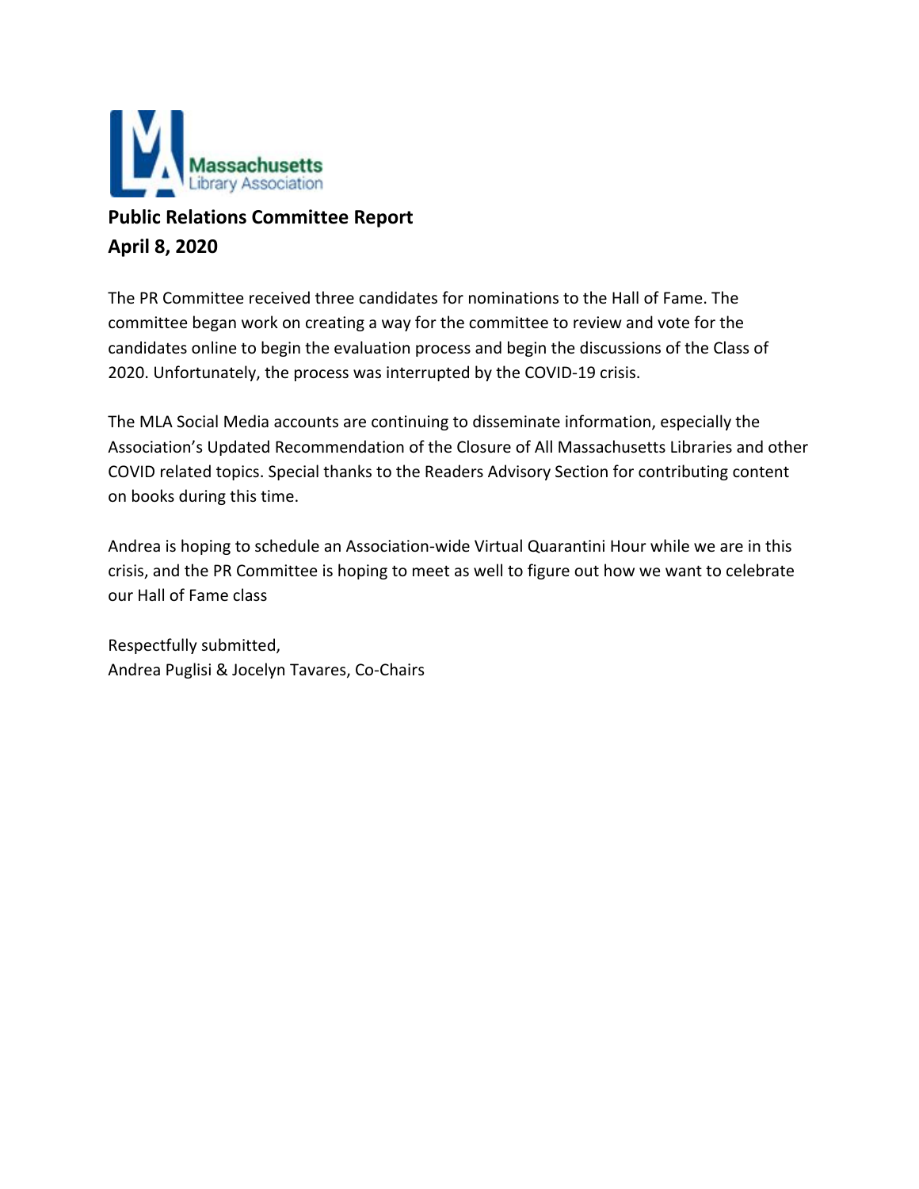Massachusetts
Library Association

**Public Relations Committee Report**
**April 8, 2020**

The PR Committee received three candidates for nominations to the Hall of Fame. The committee began work on creating a way for the committee to review and vote for the candidates online to begin the evaluation process and begin the discussions of the Class of 2020. Unfortunately, the process was interrupted by the COVID-19 crisis.

The MLA Social Media accounts are continuing to disseminate information, especially the Association's Updated Recommendation of the Closure of All Massachusetts Libraries and other COVID related topics. Special thanks to the Readers Advisory Section for contributing content on books during this time.

Andrea is hoping to schedule an Association-wide Virtual Quarantini Hour while we are in this crisis, and the PR Committee is hoping to meet as well to figure out how we want to celebrate our Hall of Fame class

Respectfully submitted,
Andrea Puglisi & Jocelyn Tavares, Co-Chairs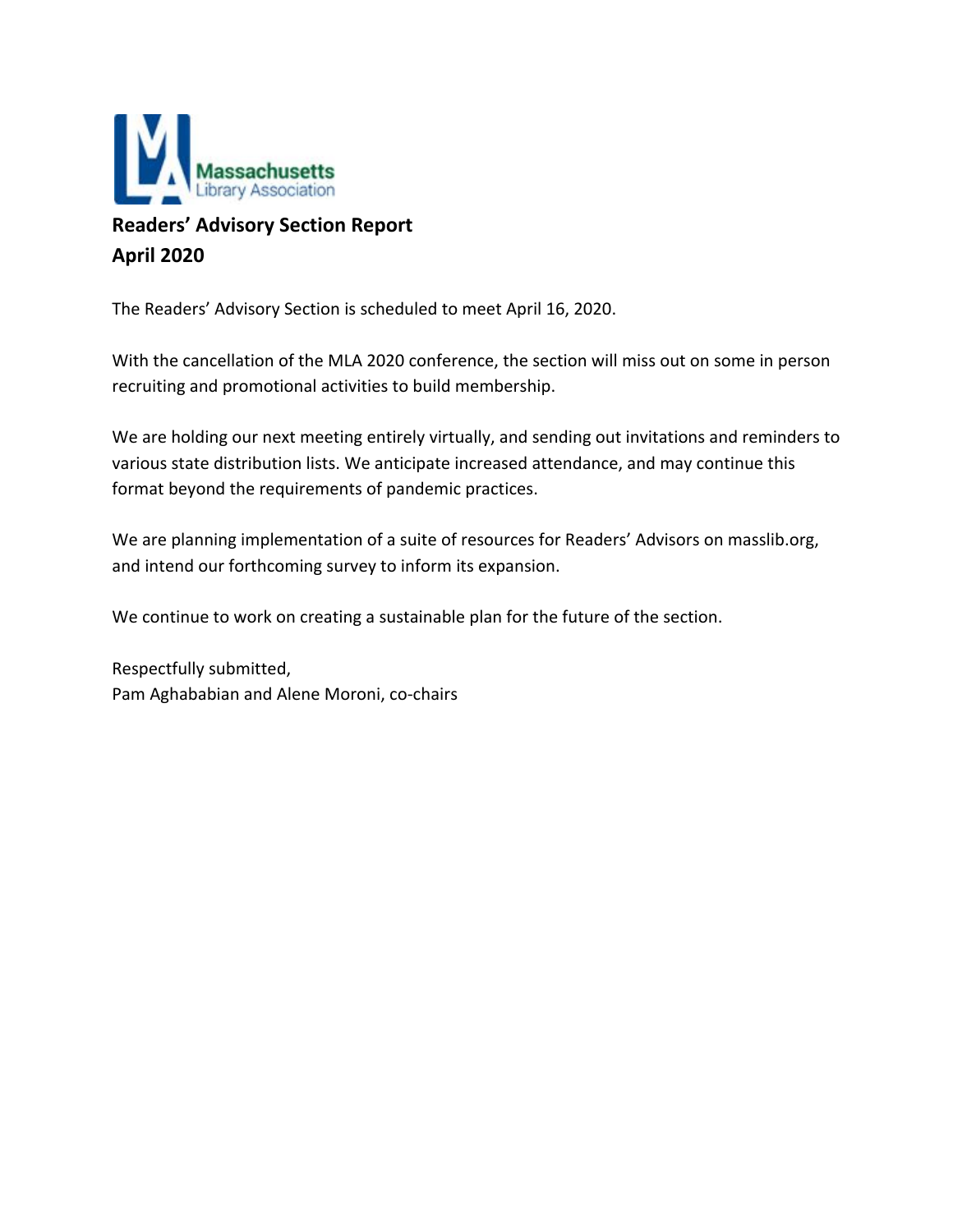Massachusetts Library Association

**Readers' Advisory Section Report**
**April 2020**

The Readers' Advisory Section is scheduled to meet April 16, 2020.

With the cancellation of the MLA 2020 conference, the section will miss out on some in person recruiting and promotional activities to build membership.

We are holding our next meeting entirely virtually, and sending out invitations and reminders to various state distribution lists. We anticipate increased attendance, and may continue this format beyond the requirements of pandemic practices.

We are planning implementation of a suite of resources for Readers' Advisors on masslib.org, and intend our forthcoming survey to inform its expansion.

We continue to work on creating a sustainable plan for the future of the section.

Respectfully submitted,
Pam Aghababian and Alene Moroni, co-chairs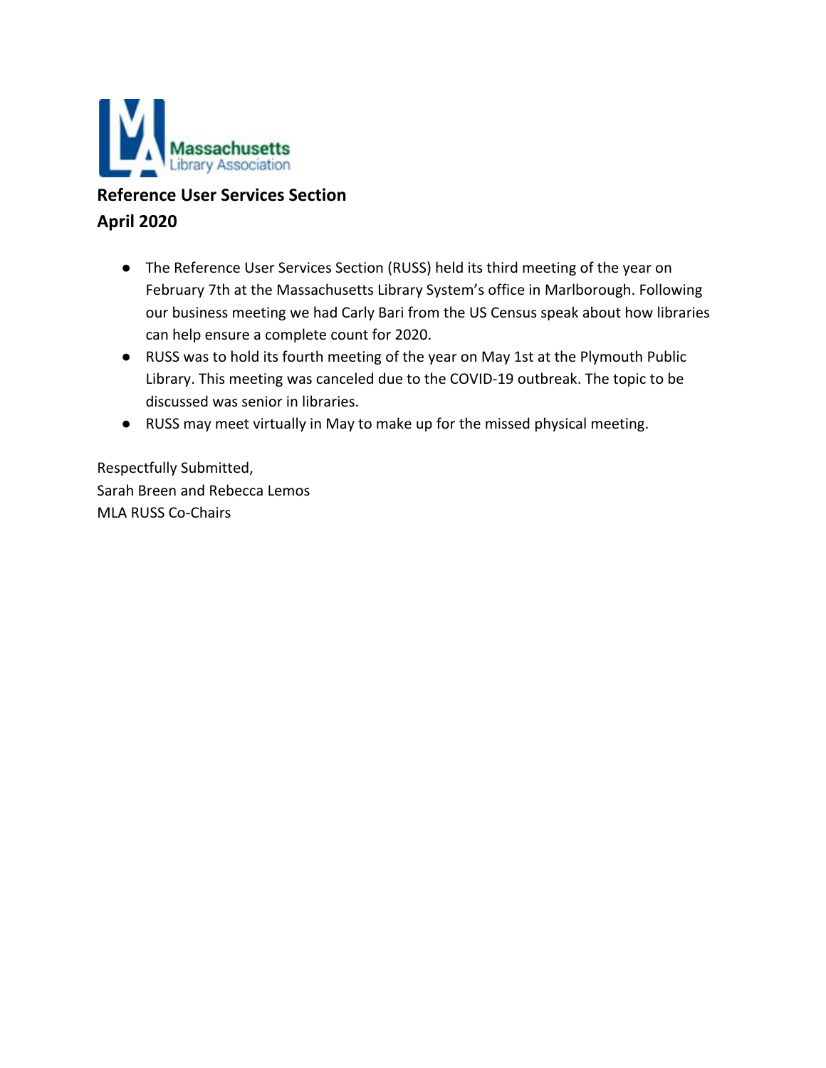Massachusetts Library Association

## Reference User Services Section
## April 2020

- The Reference User Services Section (RUSS) held its third meeting of the year on February 7th at the Massachusetts Library System's office in Marlborough. Following our business meeting we had Carly Bari from the US Census speak about how libraries can help ensure a complete count for 2020.
- RUSS was to hold its fourth meeting of the year on May 1st at the Plymouth Public Library. This meeting was canceled due to the COVID-19 outbreak. The topic to be discussed was senior in libraries.
- RUSS may meet virtually in May to make up for the missed physical meeting.

Respectfully Submitted,
Sarah Breen and Rebecca Lemos
MLA RUSS Co-Chairs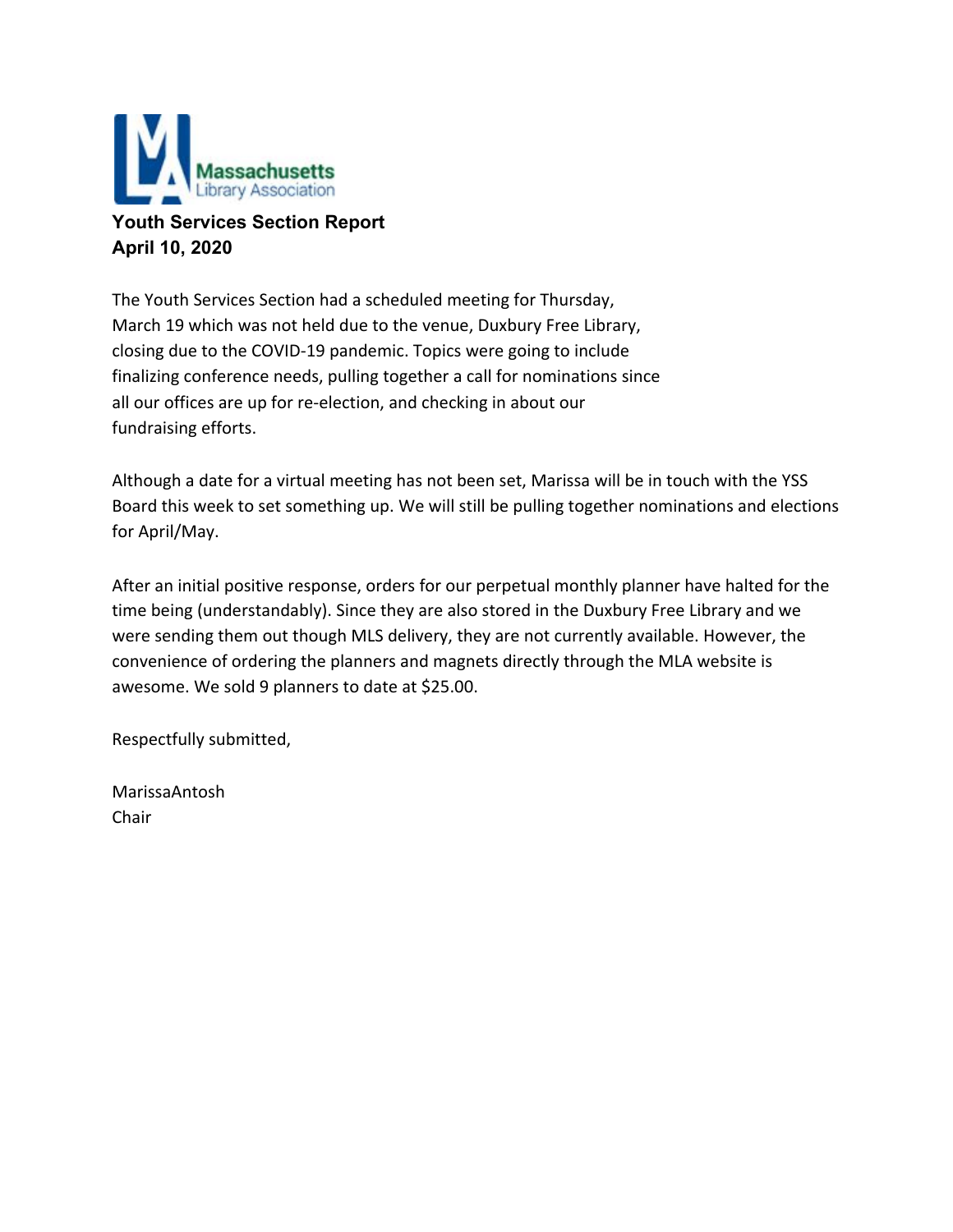Massachusetts Library Association

**Youth Services Section Report**
**April 10, 2020**

The Youth Services Section had a scheduled meeting for Thursday, March 19 which was not held due to the venue, Duxbury Free Library, closing due to the COVID-19 pandemic. Topics were going to include finalizing conference needs, pulling together a call for nominations since all our offices are up for re-election, and checking in about our fundraising efforts.

Although a date for a virtual meeting has not been set, Marissa will be in touch with the YSS Board this week to set something up. We will still be pulling together nominations and elections for April/May.

After an initial positive response, orders for our perpetual monthly planner have halted for the time being (understandably). Since they are also stored in the Duxbury Free Library and we were sending them out though MLS delivery, they are not currently available. However, the convenience of ordering the planners and magnets directly through the MLA website is awesome. We sold 9 planners to date at $25.00.

Respectfully submitted,

MarissaAntosh
Chair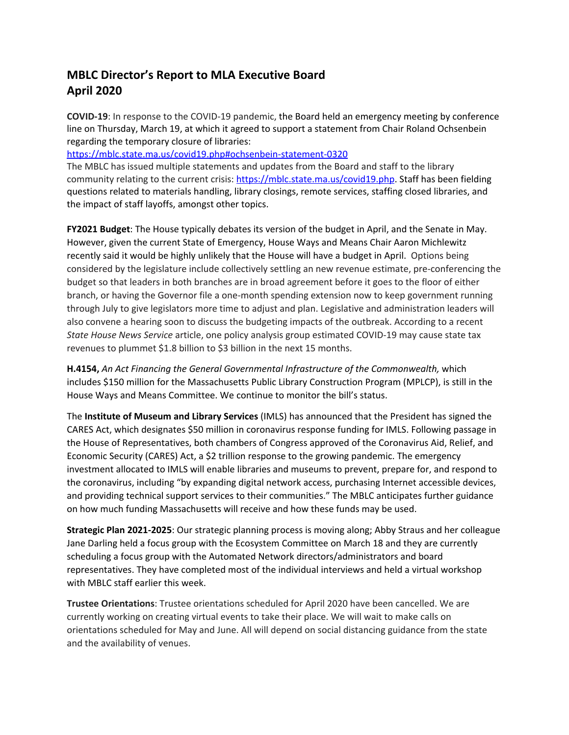## MBLC Director's Report to MLA Executive Board
## April 2020

**COVID-19**: In response to the COVID-19 pandemic, the Board held an emergency meeting by conference line on Thursday, March 19, at which it agreed to support a statement from Chair Roland Ochsenbein regarding the temporary closure of libraries:
https://mblc.state.ma.us/covid19.php#ochsenbein-statement-0320
The MBLC has issued multiple statements and updates from the Board and staff to the library community relating to the current crisis: https://mblc.state.ma.us/covid19.php. Staff has been fielding questions related to materials handling, library closings, remote services, staffing closed libraries, and the impact of staff layoffs, amongst other topics.

**FY2021 Budget**: The House typically debates its version of the budget in April, and the Senate in May. However, given the current State of Emergency, House Ways and Means Chair Aaron Michlewitz recently said it would be highly unlikely that the House will have a budget in April. Options being considered by the legislature include collectively settling an new revenue estimate, pre-conferencing the budget so that leaders in both branches are in broad agreement before it goes to the floor of either branch, or having the Governor file a one-month spending extension now to keep government running through July to give legislators more time to adjust and plan. Legislative and administration leaders will also convene a hearing soon to discuss the budgeting impacts of the outbreak. According to a recent *State House News Service* article, one policy analysis group estimated COVID-19 may cause state tax revenues to plummet $1.8 billion to $3 billion in the next 15 months.

**H.4154,** *An Act Financing the General Governmental Infrastructure of the Commonwealth,* which includes $150 million for the Massachusetts Public Library Construction Program (MPLCP), is still in the House Ways and Means Committee. We continue to monitor the bill's status.

The **Institute of Museum and Library Services** (IMLS) has announced that the President has signed the CARES Act, which designates $50 million in coronavirus response funding for IMLS. Following passage in the House of Representatives, both chambers of Congress approved of the Coronavirus Aid, Relief, and Economic Security (CARES) Act, a $2 trillion response to the growing pandemic. The emergency investment allocated to IMLS will enable libraries and museums to prevent, prepare for, and respond to the coronavirus, including "by expanding digital network access, purchasing Internet accessible devices, and providing technical support services to their communities." The MBLC anticipates further guidance on how much funding Massachusetts will receive and how these funds may be used.

**Strategic Plan 2021-2025**: Our strategic planning process is moving along; Abby Straus and her colleague Jane Darling held a focus group with the Ecosystem Committee on March 18 and they are currently scheduling a focus group with the Automated Network directors/administrators and board representatives. They have completed most of the individual interviews and held a virtual workshop with MBLC staff earlier this week.

**Trustee Orientations**: Trustee orientations scheduled for April 2020 have been cancelled. We are currently working on creating virtual events to take their place. We will wait to make calls on orientations scheduled for May and June. All will depend on social distancing guidance from the state and the availability of venues.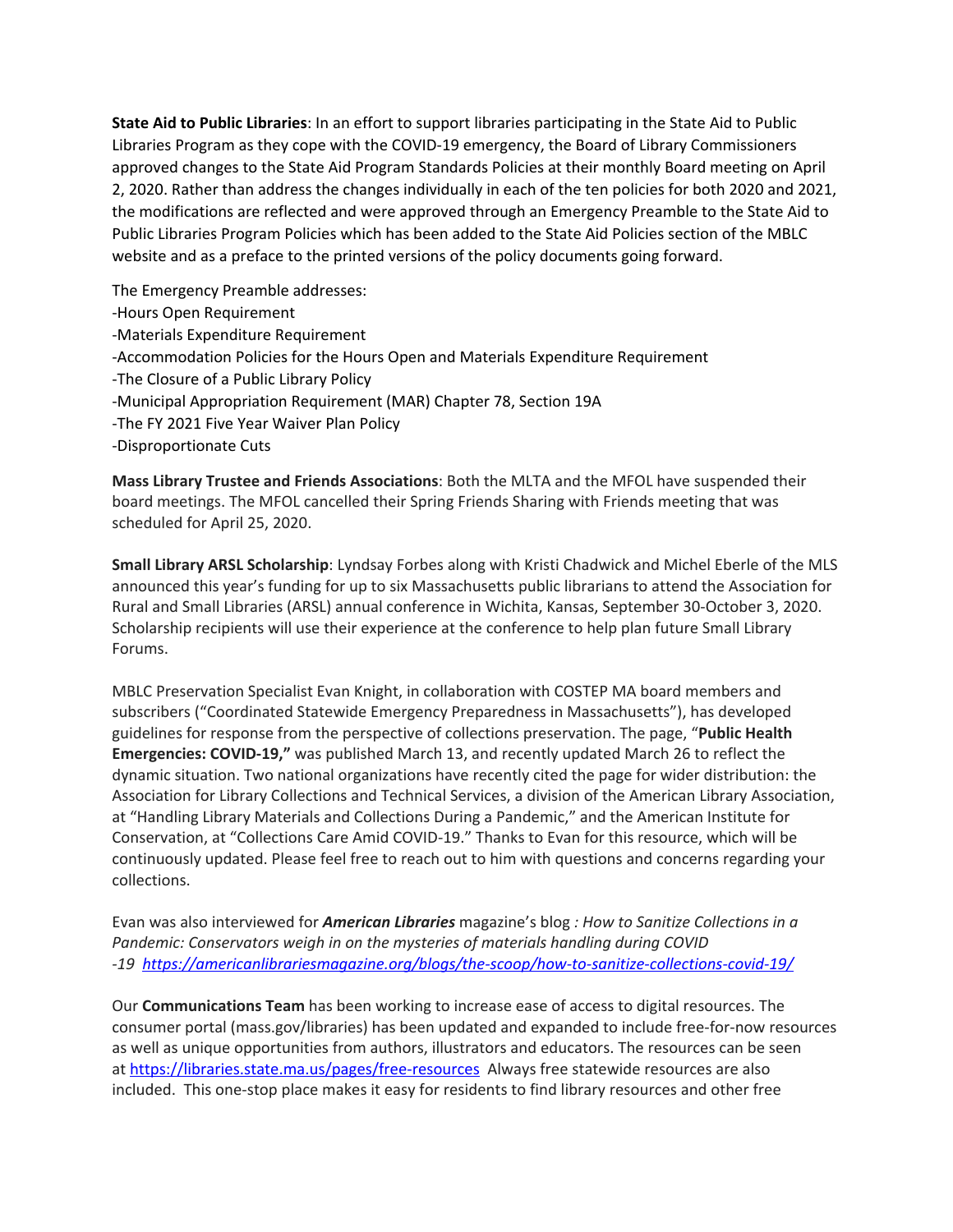**State Aid to Public Libraries**: In an effort to support libraries participating in the State Aid to Public Libraries Program as they cope with the COVID-19 emergency, the Board of Library Commissioners approved changes to the State Aid Program Standards Policies at their monthly Board meeting on April 2, 2020. Rather than address the changes individually in each of the ten policies for both 2020 and 2021, the modifications are reflected and were approved through an Emergency Preamble to the State Aid to Public Libraries Program Policies which has been added to the State Aid Policies section of the MBLC website and as a preface to the printed versions of the policy documents going forward.

The Emergency Preamble addresses:
-Hours Open Requirement
-Materials Expenditure Requirement
-Accommodation Policies for the Hours Open and Materials Expenditure Requirement
-The Closure of a Public Library Policy
-Municipal Appropriation Requirement (MAR) Chapter 78, Section 19A
-The FY 2021 Five Year Waiver Plan Policy
-Disproportionate Cuts

**Mass Library Trustee and Friends Associations**: Both the MLTA and the MFOL have suspended their board meetings. The MFOL cancelled their Spring Friends Sharing with Friends meeting that was scheduled for April 25, 2020.

**Small Library ARSL Scholarship**: Lyndsay Forbes along with Kristi Chadwick and Michel Eberle of the MLS announced this year's funding for up to six Massachusetts public librarians to attend the Association for Rural and Small Libraries (ARSL) annual conference in Wichita, Kansas, September 30-October 3, 2020. Scholarship recipients will use their experience at the conference to help plan future Small Library Forums.

MBLC Preservation Specialist Evan Knight, in collaboration with COSTEP MA board members and subscribers ("Coordinated Statewide Emergency Preparedness in Massachusetts"), has developed guidelines for response from the perspective of collections preservation. The page, "**Public Health Emergencies: COVID-19,"** was published March 13, and recently updated March 26 to reflect the dynamic situation. Two national organizations have recently cited the page for wider distribution: the Association for Library Collections and Technical Services, a division of the American Library Association, at "Handling Library Materials and Collections During a Pandemic," and the American Institute for Conservation, at "Collections Care Amid COVID-19." Thanks to Evan for this resource, which will be continuously updated. Please feel free to reach out to him with questions and concerns regarding your collections.

Evan was also interviewed for ***American Libraries*** magazine's blog *: How to Sanitize Collections in a Pandemic: Conservators weigh in on the mysteries of materials handling during COVID -19* https://americanlibrariesmagazine.org/blogs/the-scoop/how-to-sanitize-collections-covid-19/

Our **Communications Team** has been working to increase ease of access to digital resources. The consumer portal (mass.gov/libraries) has been updated and expanded to include free-for-now resources as well as unique opportunities from authors, illustrators and educators. The resources can be seen at https://libraries.state.ma.us/pages/free-resources Always free statewide resources are also included. This one-stop place makes it easy for residents to find library resources and other free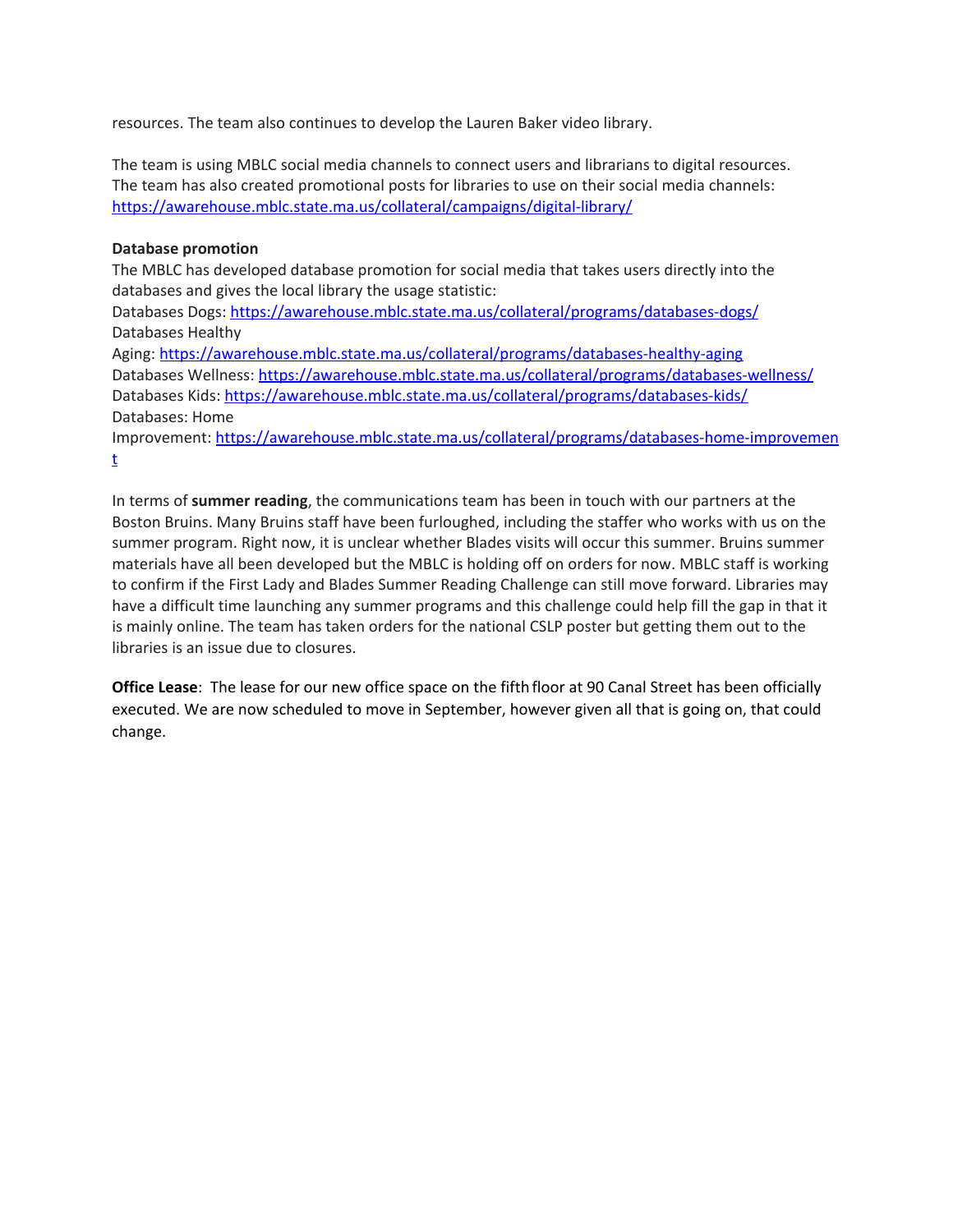resources. The team also continues to develop the Lauren Baker video library.

The team is using MBLC social media channels to connect users and librarians to digital resources. The team has also created promotional posts for libraries to use on their social media channels: https://awarehouse.mblc.state.ma.us/collateral/campaigns/digital-library/

**Database promotion**

The MBLC has developed database promotion for social media that takes users directly into the databases and gives the local library the usage statistic:

Databases Dogs: https://awarehouse.mblc.state.ma.us/collateral/programs/databases-dogs/

Databases Healthy Aging: https://awarehouse.mblc.state.ma.us/collateral/programs/databases-healthy-aging

Databases Wellness: https://awarehouse.mblc.state.ma.us/collateral/programs/databases-wellness/

Databases Kids: https://awarehouse.mblc.state.ma.us/collateral/programs/databases-kids/

Databases: Home Improvement: https://awarehouse.mblc.state.ma.us/collateral/programs/databases-home-improvement

In terms of **summer reading**, the communications team has been in touch with our partners at the Boston Bruins. Many Bruins staff have been furloughed, including the staffer who works with us on the summer program. Right now, it is unclear whether Blades visits will occur this summer. Bruins summer materials have all been developed but the MBLC is holding off on orders for now. MBLC staff is working to confirm if the First Lady and Blades Summer Reading Challenge can still move forward. Libraries may have a difficult time launching any summer programs and this challenge could help fill the gap in that it is mainly online. The team has taken orders for the national CSLP poster but getting them out to the libraries is an issue due to closures.

**Office Lease**: The lease for our new office space on the fifth floor at 90 Canal Street has been officially executed. We are now scheduled to move in September, however given all that is going on, that could change.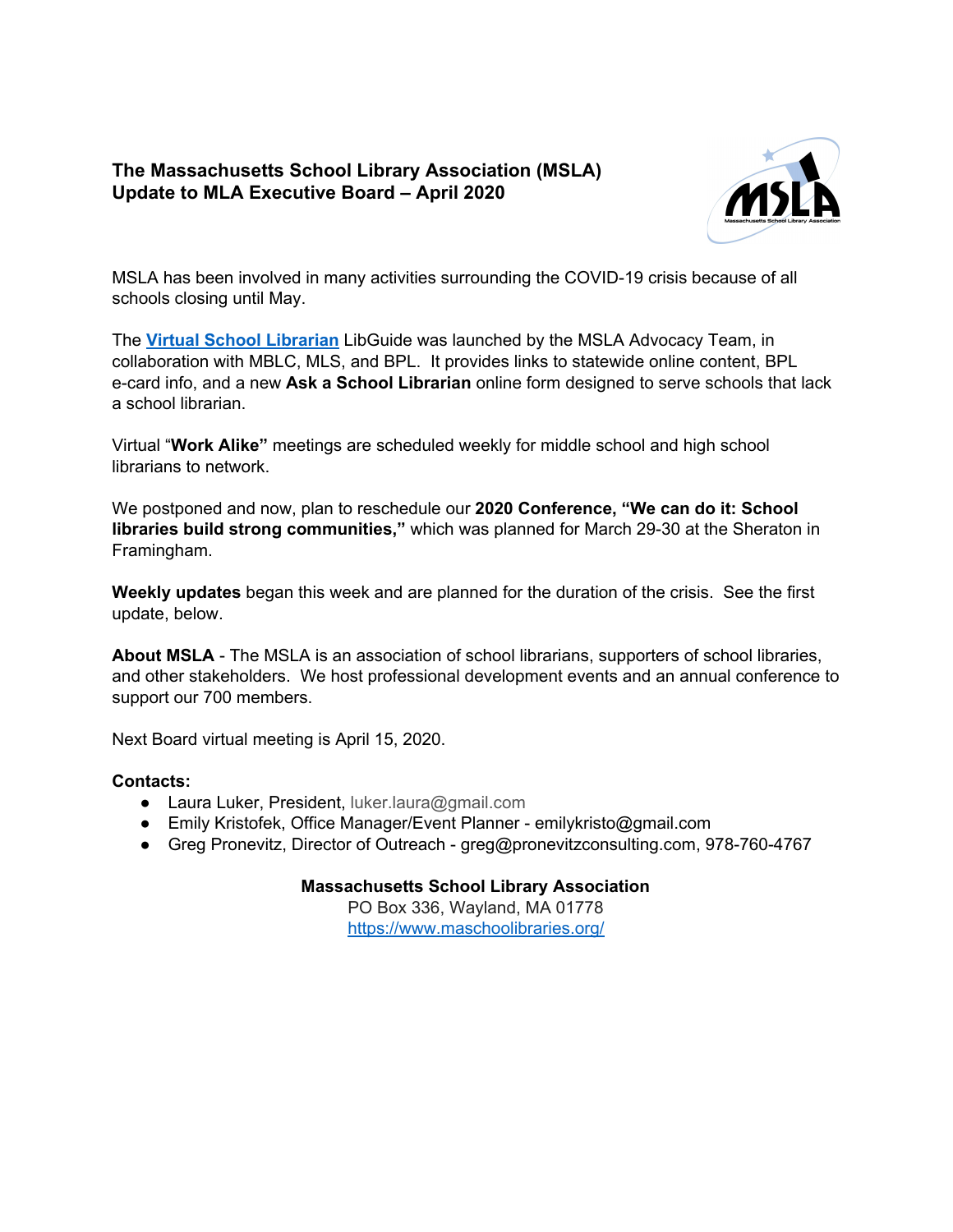**The Massachusetts School Library Association (MSLA)**
**Update to MLA Executive Board – April 2020**

MSLA has been involved in many activities surrounding the COVID-19 crisis because of all schools closing until May.

The **Virtual School Librarian** LibGuide was launched by the MSLA Advocacy Team, in collaboration with MBLC, MLS, and BPL. It provides links to statewide online content, BPL e-card info, and a new **Ask a School Librarian** online form designed to serve schools that lack a school librarian.

Virtual "**Work Alike"** meetings are scheduled weekly for middle school and high school librarians to network.

We postponed and now, plan to reschedule our **2020 Conference, "We can do it: School libraries build strong communities,"** which was planned for March 29-30 at the Sheraton in Framingham.

**Weekly updates** began this week and are planned for the duration of the crisis. See the first update, below.

**About MSLA** - The MSLA is an association of school librarians, supporters of school libraries, and other stakeholders. We host professional development events and an annual conference to support our 700 members.

Next Board virtual meeting is April 15, 2020.

**Contacts:**

- Laura Luker, President, luker.laura@gmail.com
- Emily Kristofek, Office Manager/Event Planner - emilykristo@gmail.com
- Greg Pronevitz, Director of Outreach - greg@pronevitzconsulting.com, 978-760-4767

**Massachusetts School Library Association**
PO Box 336, Wayland, MA 01778
https://www.maschoolibraries.org/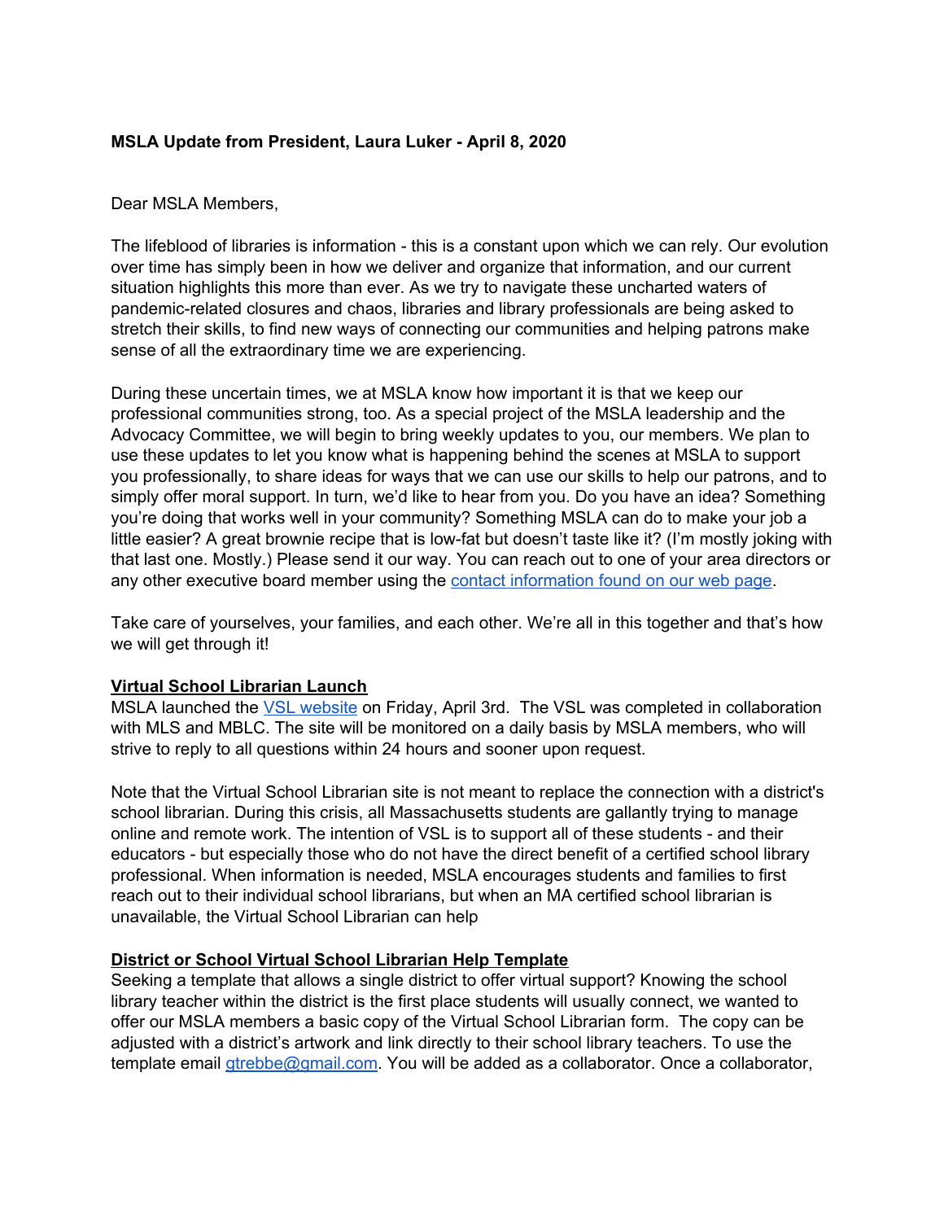**MSLA Update from President, Laura Luker - April 8, 2020**

Dear MSLA Members,

The lifeblood of libraries is information - this is a constant upon which we can rely. Our evolution over time has simply been in how we deliver and organize that information, and our current situation highlights this more than ever. As we try to navigate these uncharted waters of pandemic-related closures and chaos, libraries and library professionals are being asked to stretch their skills, to find new ways of connecting our communities and helping patrons make sense of all the extraordinary time we are experiencing.

During these uncertain times, we at MSLA know how important it is that we keep our professional communities strong, too. As a special project of the MSLA leadership and the Advocacy Committee, we will begin to bring weekly updates to you, our members. We plan to use these updates to let you know what is happening behind the scenes at MSLA to support you professionally, to share ideas for ways that we can use our skills to help our patrons, and to simply offer moral support. In turn, we'd like to hear from you. Do you have an idea? Something you're doing that works well in your community? Something MSLA can do to make your job a little easier? A great brownie recipe that is low-fat but doesn't taste like it? (I'm mostly joking with that last one. Mostly.) Please send it our way. You can reach out to one of your area directors or any other executive board member using the contact information found on our web page.

Take care of yourselves, your families, and each other. We're all in this together and that's how we will get through it!

**Virtual School Librarian Launch**

MSLA launched the VSL website on Friday, April 3rd. The VSL was completed in collaboration with MLS and MBLC. The site will be monitored on a daily basis by MSLA members, who will strive to reply to all questions within 24 hours and sooner upon request.

Note that the Virtual School Librarian site is not meant to replace the connection with a district's school librarian. During this crisis, all Massachusetts students are gallantly trying to manage online and remote work. The intention of VSL is to support all of these students - and their educators - but especially those who do not have the direct benefit of a certified school library professional. When information is needed, MSLA encourages students and families to first reach out to their individual school librarians, but when an MA certified school librarian is unavailable, the Virtual School Librarian can help

**District or School Virtual School Librarian Help Template**

Seeking a template that allows a single district to offer virtual support? Knowing the school library teacher within the district is the first place students will usually connect, we wanted to offer our MSLA members a basic copy of the Virtual School Librarian form. The copy can be adjusted with a district's artwork and link directly to their school library teachers. To use the template email gtrebbe@gmail.com. You will be added as a collaborator. Once a collaborator,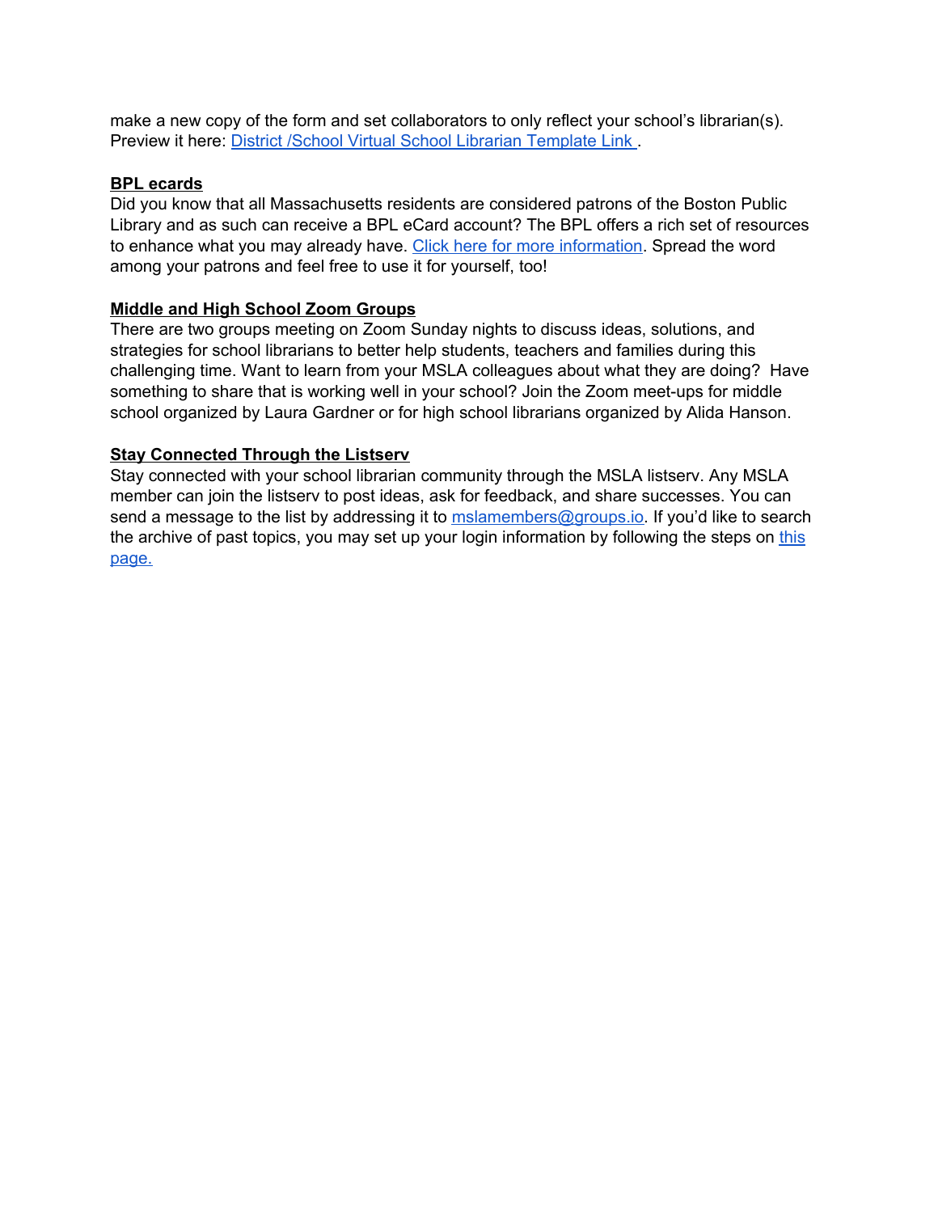make a new copy of the form and set collaborators to only reflect your school's librarian(s). Preview it here: District /School Virtual School Librarian Template Link .

**BPL ecards**

Did you know that all Massachusetts residents are considered patrons of the Boston Public Library and as such can receive a BPL eCard account? The BPL offers a rich set of resources to enhance what you may already have. Click here for more information. Spread the word among your patrons and feel free to use it for yourself, too!

**Middle and High School Zoom Groups**

There are two groups meeting on Zoom Sunday nights to discuss ideas, solutions, and strategies for school librarians to better help students, teachers and families during this challenging time. Want to learn from your MSLA colleagues about what they are doing? Have something to share that is working well in your school? Join the Zoom meet-ups for middle school organized by Laura Gardner or for high school librarians organized by Alida Hanson.

**Stay Connected Through the Listserv**

Stay connected with your school librarian community through the MSLA listserv. Any MSLA member can join the listserv to post ideas, ask for feedback, and share successes. You can send a message to the list by addressing it to mslamembers@groups.io. If you'd like to search the archive of past topics, you may set up your login information by following the steps on this page.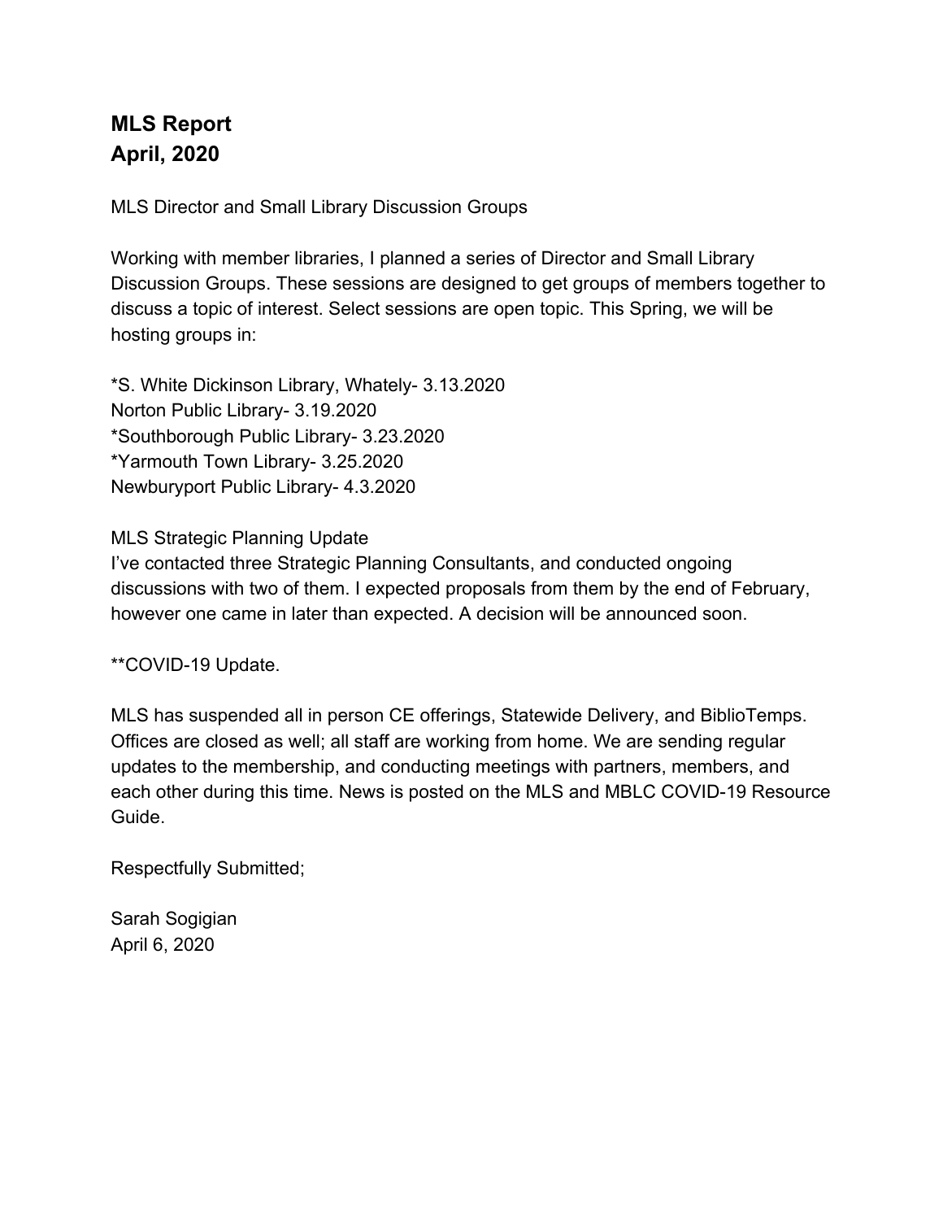## MLS Report
## April, 2020

MLS Director and Small Library Discussion Groups

Working with member libraries, I planned a series of Director and Small Library Discussion Groups. These sessions are designed to get groups of members together to discuss a topic of interest. Select sessions are open topic. This Spring, we will be hosting groups in:

*S. White Dickinson Library, Whately- 3.13.2020
Norton Public Library- 3.19.2020
*Southborough Public Library- 3.23.2020
*Yarmouth Town Library- 3.25.2020
Newburyport Public Library- 4.3.2020

MLS Strategic Planning Update
I've contacted three Strategic Planning Consultants, and conducted ongoing discussions with two of them. I expected proposals from them by the end of February, however one came in later than expected. A decision will be announced soon.

**COVID-19 Update.

MLS has suspended all in person CE offerings, Statewide Delivery, and BiblioTemps. Offices are closed as well; all staff are working from home. We are sending regular updates to the membership, and conducting meetings with partners, members, and each other during this time. News is posted on the MLS and MBLC COVID-19 Resource Guide.

Respectfully Submitted;

Sarah Sogigian
April 6, 2020